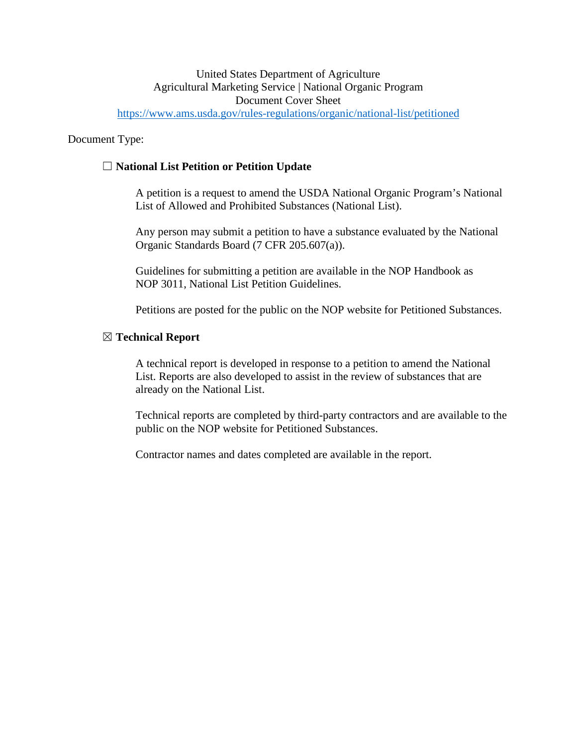United States Department of Agriculture
Agricultural Marketing Service | National Organic Program
Document Cover Sheet
https://www.ams.usda.gov/rules-regulations/organic/national-list/petitioned

Document Type:

☐ **National List Petition or Petition Update**

A petition is a request to amend the USDA National Organic Program's National List of Allowed and Prohibited Substances (National List).

Any person may submit a petition to have a substance evaluated by the National Organic Standards Board (7 CFR 205.607(a)).

Guidelines for submitting a petition are available in the NOP Handbook as NOP 3011, National List Petition Guidelines.

Petitions are posted for the public on the NOP website for Petitioned Substances.

☒ **Technical Report**

A technical report is developed in response to a petition to amend the National List. Reports are also developed to assist in the review of substances that are already on the National List.

Technical reports are completed by third-party contractors and are available to the public on the NOP website for Petitioned Substances.

Contractor names and dates completed are available in the report.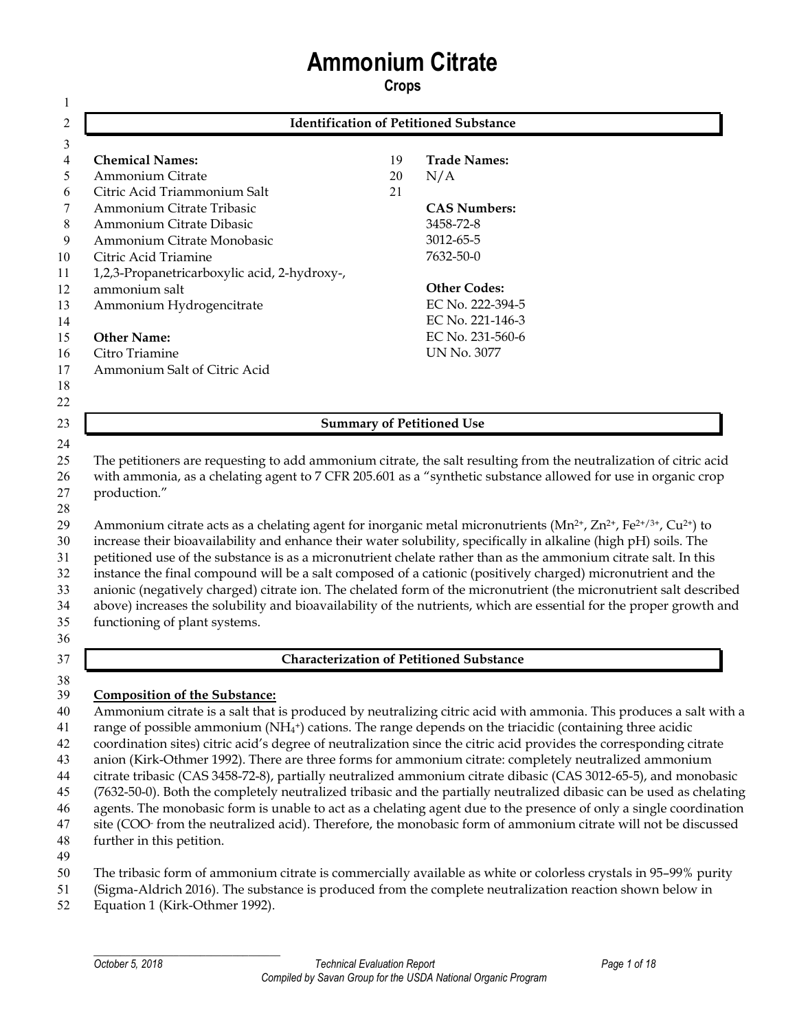# Ammonium Citrate

**Crops**

## Identification of Petitioned Substance

**Chemical Names:**
Ammonium Citrate
Citric Acid Triammonium Salt
Ammonium Citrate Tribasic
Ammonium Citrate Dibasic
Ammonium Citrate Monobasic
Citric Acid Triamine
1,2,3-Propanetricarboxylic acid, 2-hydroxy-, ammonium salt
Ammonium Hydrogencitrate

**Other Name:**
Citro Triamine
Ammonium Salt of Citric Acid

**Trade Names:**
N/A

**CAS Numbers:**
3458-72-8
3012-65-5
7632-50-0

**Other Codes:**
EC No. 222-394-5
EC No. 221-146-3
EC No. 231-560-6
UN No. 3077

## Summary of Petitioned Use

The petitioners are requesting to add ammonium citrate, the salt resulting from the neutralization of citric acid with ammonia, as a chelating agent to 7 CFR 205.601 as a "synthetic substance allowed for use in organic crop production."

Ammonium citrate acts as a chelating agent for inorganic metal micronutrients ($Mn^{2+}$, $Zn^{2+}$, $Fe^{2+/3+}$, $Cu^{2+}$) to increase their bioavailability and enhance their water solubility, specifically in alkaline (high pH) soils. The petitioned use of the substance is as a micronutrient chelate rather than as the ammonium citrate salt. In this instance the final compound will be a salt composed of a cationic (positively charged) micronutrient and the anionic (negatively charged) citrate ion. The chelated form of the micronutrient (the micronutrient salt described above) increases the solubility and bioavailability of the nutrients, which are essential for the proper growth and functioning of plant systems.

## Characterization of Petitioned Substance

**Composition of the Substance:**

Ammonium citrate is a salt that is produced by neutralizing citric acid with ammonia. This produces a salt with a range of possible ammonium ($NH_4^+$) cations. The range depends on the triacidic (containing three acidic coordination sites) citric acid's degree of neutralization since the citric acid provides the corresponding citrate anion (Kirk-Othmer 1992). There are three forms for ammonium citrate: completely neutralized ammonium citrate tribasic (CAS 3458-72-8), partially neutralized ammonium citrate dibasic (CAS 3012-65-5), and monobasic (7632-50-0). Both the completely neutralized tribasic and the partially neutralized dibasic can be used as chelating agents. The monobasic form is unable to act as a chelating agent due to the presence of only a single coordination site ($COO^-$ from the neutralized acid). Therefore, the monobasic form of ammonium citrate will not be discussed further in this petition.

The tribasic form of ammonium citrate is commercially available as white or colorless crystals in 95–99% purity (Sigma-Aldrich 2016). The substance is produced from the complete neutralization reaction shown below in Equation 1 (Kirk-Othmer 1992).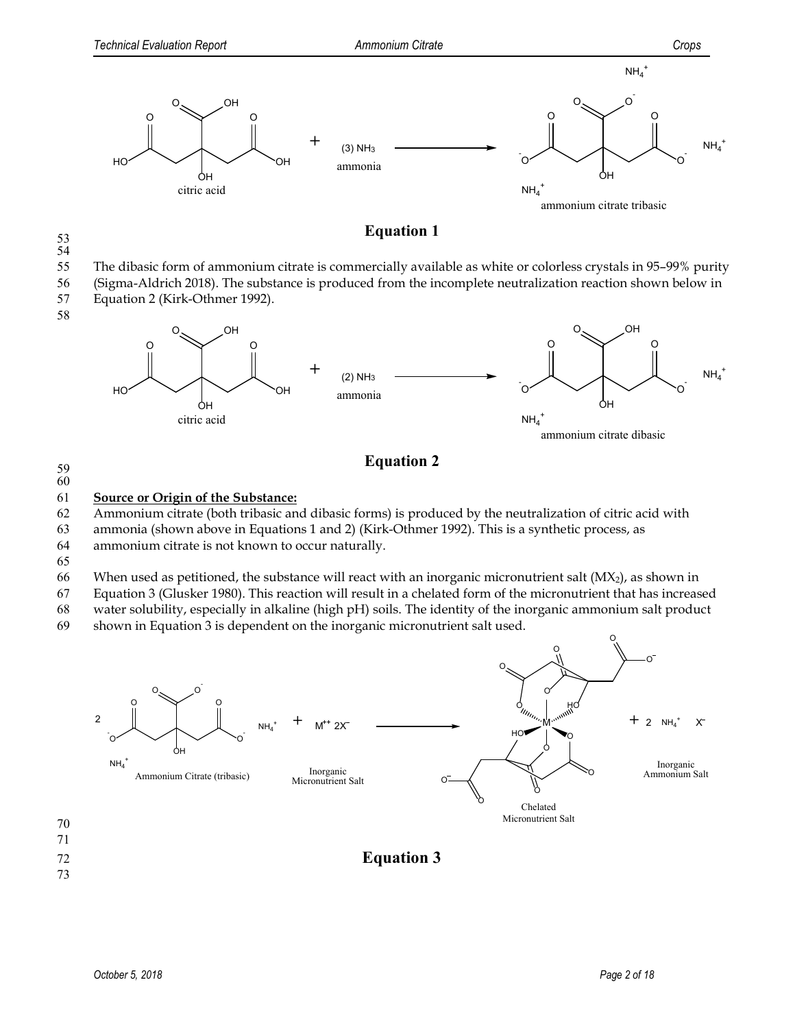citric acid + (3) $NH_3$ ammonia → ammonium citrate tribasic

**Equation 1**

The dibasic form of ammonium citrate is commercially available as white or colorless crystals in 95–99% purity (Sigma-Aldrich 2018). The substance is produced from the incomplete neutralization reaction shown below in Equation 2 (Kirk-Othmer 1992).

citric acid + (2) $NH_3$ ammonia → ammonium citrate dibasic

**Equation 2**

**Source or Origin of the Substance:**

Ammonium citrate (both tribasic and dibasic forms) is produced by the neutralization of citric acid with ammonia (shown above in Equations 1 and 2) (Kirk-Othmer 1992). This is a synthetic process, as ammonium citrate is not known to occur naturally.

When used as petitioned, the substance will react with an inorganic micronutrient salt ($MX_2$), as shown in Equation 3 (Glusker 1980). This reaction will result in a chelated form of the micronutrient that has increased water solubility, especially in alkaline (high pH) soils. The identity of the inorganic ammonium salt product shown in Equation 3 is dependent on the inorganic micronutrient salt used.

2 Ammonium Citrate (tribasic) + $M^{++}$ $2X^-$ Inorganic Micronutrient Salt → Chelated Micronutrient Salt + 2 $NH_4^+$ $X^-$ Inorganic Ammonium Salt

**Equation 3**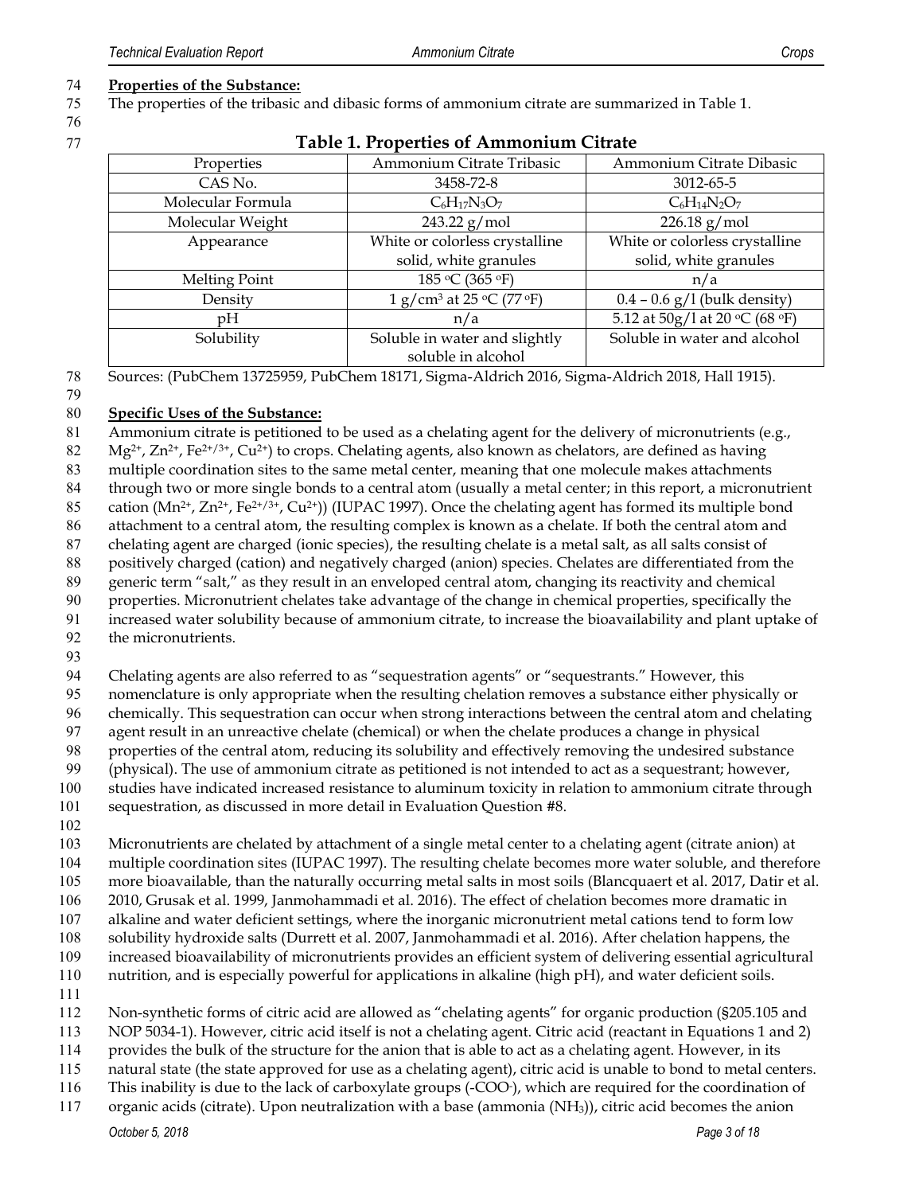**Properties of the Substance:**

The properties of the tribasic and dibasic forms of ammonium citrate are summarized in Table 1.

**Table 1. Properties of Ammonium Citrate**

| Properties | Ammonium Citrate Tribasic | Ammonium Citrate Dibasic |
|---|---|---|
| CAS No. | 3458-72-8 | 3012-65-5 |
| Molecular Formula | $C_6H_{17}N_3O_7$ | $C_6H_{14}N_2O_7$ |
| Molecular Weight | 243.22 g/mol | 226.18 g/mol |
| Appearance | White or colorless crystalline solid, white granules | White or colorless crystalline solid, white granules |
| Melting Point | 185 °C (365 °F) | n/a |
| Density | 1 g/cm³ at 25 °C (77 °F) | 0.4 – 0.6 g/l (bulk density) |
| pH | n/a | 5.12 at 50g/l at 20 °C (68 °F) |
| Solubility | Soluble in water and slightly soluble in alcohol | Soluble in water and alcohol |

Sources: (PubChem 13725959, PubChem 18171, Sigma-Aldrich 2016, Sigma-Aldrich 2018, Hall 1915).

**Specific Uses of the Substance:**

Ammonium citrate is petitioned to be used as a chelating agent for the delivery of micronutrients (e.g., $Mg^{2+}$, $Zn^{2+}$, $Fe^{2+/3+}$, $Cu^{2+}$) to crops. Chelating agents, also known as chelators, are defined as having multiple coordination sites to the same metal center, meaning that one molecule makes attachments through two or more single bonds to a central atom (usually a metal center; in this report, a micronutrient cation ($Mn^{2+}$, $Zn^{2+}$, $Fe^{2+/3+}$, $Cu^{2+}$)) (IUPAC 1997). Once the chelating agent has formed its multiple bond attachment to a central atom, the resulting complex is known as a chelate. If both the central atom and chelating agent are charged (ionic species), the resulting chelate is a metal salt, as all salts consist of positively charged (cation) and negatively charged (anion) species. Chelates are differentiated from the generic term "salt," as they result in an enveloped central atom, changing its reactivity and chemical properties. Micronutrient chelates take advantage of the change in chemical properties, specifically the increased water solubility because of ammonium citrate, to increase the bioavailability and plant uptake of the micronutrients.

Chelating agents are also referred to as "sequestration agents" or "sequestrants." However, this nomenclature is only appropriate when the resulting chelation removes a substance either physically or chemically. This sequestration can occur when strong interactions between the central atom and chelating agent result in an unreactive chelate (chemical) or when the chelate produces a change in physical properties of the central atom, reducing its solubility and effectively removing the undesired substance (physical). The use of ammonium citrate as petitioned is not intended to act as a sequestrant; however, studies have indicated increased resistance to aluminum toxicity in relation to ammonium citrate through sequestration, as discussed in more detail in Evaluation Question #8.

Micronutrients are chelated by attachment of a single metal center to a chelating agent (citrate anion) at multiple coordination sites (IUPAC 1997). The resulting chelate becomes more water soluble, and therefore more bioavailable, than the naturally occurring metal salts in most soils (Blancquaert et al. 2017, Datir et al. 2010, Grusak et al. 1999, Janmohammadi et al. 2016). The effect of chelation becomes more dramatic in alkaline and water deficient settings, where the inorganic micronutrient metal cations tend to form low solubility hydroxide salts (Durrett et al. 2007, Janmohammadi et al. 2016). After chelation happens, the increased bioavailability of micronutrients provides an efficient system of delivering essential agricultural nutrition, and is especially powerful for applications in alkaline (high pH), and water deficient soils.

Non-synthetic forms of citric acid are allowed as "chelating agents" for organic production (§205.105 and NOP 5034-1). However, citric acid itself is not a chelating agent. Citric acid (reactant in Equations 1 and 2) provides the bulk of the structure for the anion that is able to act as a chelating agent. However, in its natural state (the state approved for use as a chelating agent), citric acid is unable to bond to metal centers. This inability is due to the lack of carboxylate groups ($-COO^-$), which are required for the coordination of organic acids (citrate). Upon neutralization with a base (ammonia ($NH_3$)), citric acid becomes the anion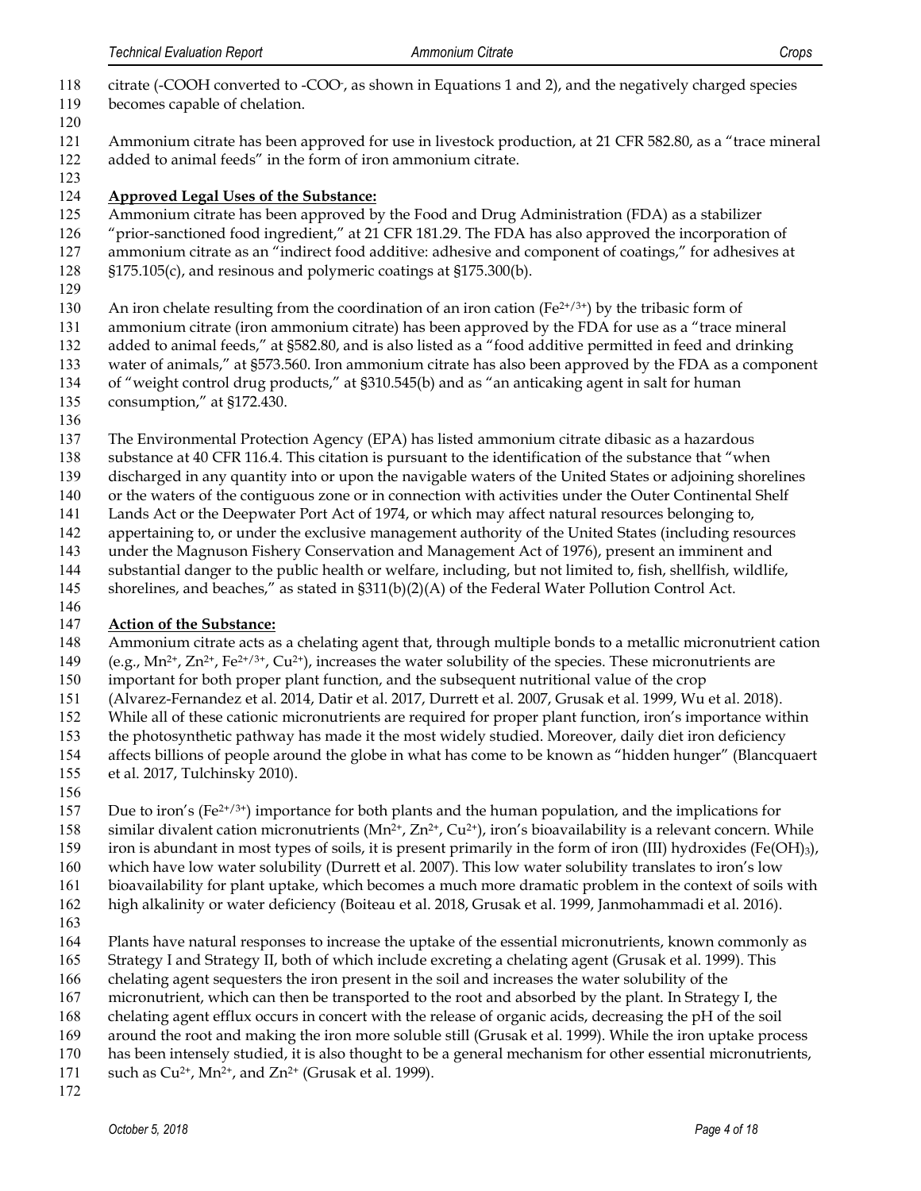citrate (-COOH converted to -COO$^-$, as shown in Equations 1 and 2), and the negatively charged species becomes capable of chelation.

Ammonium citrate has been approved for use in livestock production, at 21 CFR 582.80, as a "trace mineral added to animal feeds" in the form of iron ammonium citrate.

**Approved Legal Uses of the Substance:**

Ammonium citrate has been approved by the Food and Drug Administration (FDA) as a stabilizer "prior-sanctioned food ingredient," at 21 CFR 181.29. The FDA has also approved the incorporation of ammonium citrate as an "indirect food additive: adhesive and component of coatings," for adhesives at §175.105(c), and resinous and polymeric coatings at §175.300(b).

An iron chelate resulting from the coordination of an iron cation ($Fe^{2+/3+}$) by the tribasic form of ammonium citrate (iron ammonium citrate) has been approved by the FDA for use as a "trace mineral added to animal feeds," at §582.80, and is also listed as a "food additive permitted in feed and drinking water of animals," at §573.560. Iron ammonium citrate has also been approved by the FDA as a component of "weight control drug products," at §310.545(b) and as "an anticaking agent in salt for human consumption," at §172.430.

The Environmental Protection Agency (EPA) has listed ammonium citrate dibasic as a hazardous substance at 40 CFR 116.4. This citation is pursuant to the identification of the substance that "when discharged in any quantity into or upon the navigable waters of the United States or adjoining shorelines or the waters of the contiguous zone or in connection with activities under the Outer Continental Shelf Lands Act or the Deepwater Port Act of 1974, or which may affect natural resources belonging to, appertaining to, or under the exclusive management authority of the United States (including resources under the Magnuson Fishery Conservation and Management Act of 1976), present an imminent and substantial danger to the public health or welfare, including, but not limited to, fish, shellfish, wildlife, shorelines, and beaches," as stated in §311(b)(2)(A) of the Federal Water Pollution Control Act.

**Action of the Substance:**

Ammonium citrate acts as a chelating agent that, through multiple bonds to a metallic micronutrient cation (e.g., $Mn^{2+}$, $Zn^{2+}$, $Fe^{2+/3+}$, $Cu^{2+}$), increases the water solubility of the species. These micronutrients are important for both proper plant function, and the subsequent nutritional value of the crop (Alvarez-Fernandez et al. 2014, Datir et al. 2017, Durrett et al. 2007, Grusak et al. 1999, Wu et al. 2018). While all of these cationic micronutrients are required for proper plant function, iron's importance within the photosynthetic pathway has made it the most widely studied. Moreover, daily diet iron deficiency affects billions of people around the globe in what has come to be known as "hidden hunger" (Blancquaert et al. 2017, Tulchinsky 2010).

Due to iron's ($Fe^{2+/3+}$) importance for both plants and the human population, and the implications for similar divalent cation micronutrients ($Mn^{2+}$, $Zn^{2+}$, $Cu^{2+}$), iron's bioavailability is a relevant concern. While iron is abundant in most types of soils, it is present primarily in the form of iron (III) hydroxides ($Fe(OH)_3$), which have low water solubility (Durrett et al. 2007). This low water solubility translates to iron's low bioavailability for plant uptake, which becomes a much more dramatic problem in the context of soils with high alkalinity or water deficiency (Boiteau et al. 2018, Grusak et al. 1999, Janmohammadi et al. 2016).

Plants have natural responses to increase the uptake of the essential micronutrients, known commonly as Strategy I and Strategy II, both of which include excreting a chelating agent (Grusak et al. 1999). This chelating agent sequesters the iron present in the soil and increases the water solubility of the micronutrient, which can then be transported to the root and absorbed by the plant. In Strategy I, the chelating agent efflux occurs in concert with the release of organic acids, decreasing the pH of the soil around the root and making the iron more soluble still (Grusak et al. 1999). While the iron uptake process has been intensely studied, it is also thought to be a general mechanism for other essential micronutrients, such as $Cu^{2+}$, $Mn^{2+}$, and $Zn^{2+}$ (Grusak et al. 1999).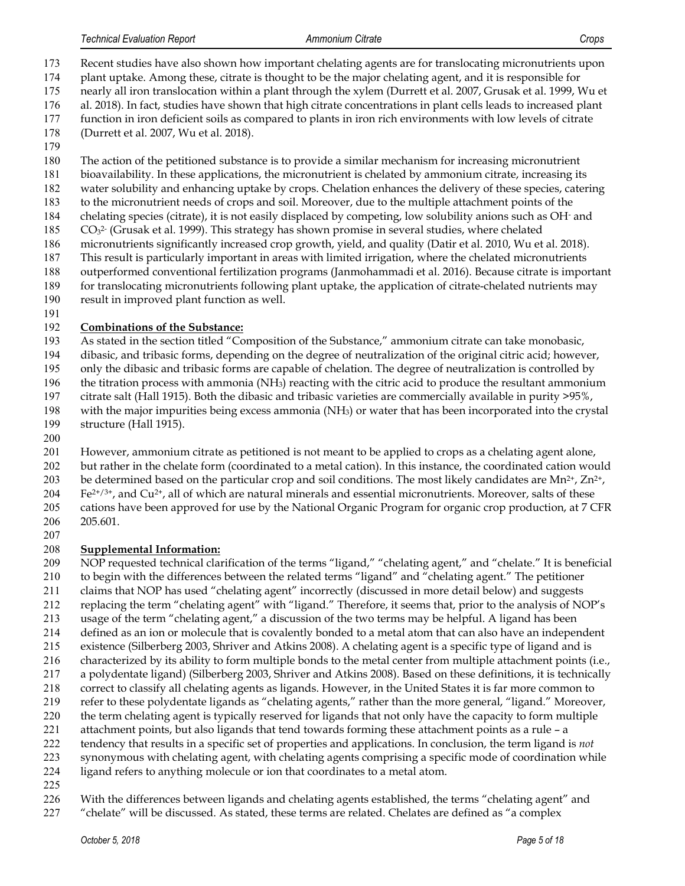Recent studies have also shown how important chelating agents are for translocating micronutrients upon plant uptake. Among these, citrate is thought to be the major chelating agent, and it is responsible for nearly all iron translocation within a plant through the xylem (Durrett et al. 2007, Grusak et al. 1999, Wu et al. 2018). In fact, studies have shown that high citrate concentrations in plant cells leads to increased plant function in iron deficient soils as compared to plants in iron rich environments with low levels of citrate (Durrett et al. 2007, Wu et al. 2018).

The action of the petitioned substance is to provide a similar mechanism for increasing micronutrient bioavailability. In these applications, the micronutrient is chelated by ammonium citrate, increasing its water solubility and enhancing uptake by crops. Chelation enhances the delivery of these species, catering to the micronutrient needs of crops and soil. Moreover, due to the multiple attachment points of the chelating species (citrate), it is not easily displaced by competing, low solubility anions such as $OH^-$ and $CO_3^{2-}$ (Grusak et al. 1999). This strategy has shown promise in several studies, where chelated micronutrients significantly increased crop growth, yield, and quality (Datir et al. 2010, Wu et al. 2018). This result is particularly important in areas with limited irrigation, where the chelated micronutrients outperformed conventional fertilization programs (Janmohammadi et al. 2016). Because citrate is important for translocating micronutrients following plant uptake, the application of citrate-chelated nutrients may result in improved plant function as well.

**Combinations of the Substance:**

As stated in the section titled "Composition of the Substance," ammonium citrate can take monobasic, dibasic, and tribasic forms, depending on the degree of neutralization of the original citric acid; however, only the dibasic and tribasic forms are capable of chelation. The degree of neutralization is controlled by the titration process with ammonia ($NH_3$) reacting with the citric acid to produce the resultant ammonium citrate salt (Hall 1915). Both the dibasic and tribasic varieties are commercially available in purity >95%, with the major impurities being excess ammonia ($NH_3$) or water that has been incorporated into the crystal structure (Hall 1915).

However, ammonium citrate as petitioned is not meant to be applied to crops as a chelating agent alone, but rather in the chelate form (coordinated to a metal cation). In this instance, the coordinated cation would be determined based on the particular crop and soil conditions. The most likely candidates are $Mn^{2+}$, $Zn^{2+}$, $Fe^{2+/3+}$, and $Cu^{2+}$, all of which are natural minerals and essential micronutrients. Moreover, salts of these cations have been approved for use by the National Organic Program for organic crop production, at 7 CFR 205.601.

**Supplemental Information:**

NOP requested technical clarification of the terms "ligand," "chelating agent," and "chelate." It is beneficial to begin with the differences between the related terms "ligand" and "chelating agent." The petitioner claims that NOP has used "chelating agent" incorrectly (discussed in more detail below) and suggests replacing the term "chelating agent" with "ligand." Therefore, it seems that, prior to the analysis of NOP's usage of the term "chelating agent," a discussion of the two terms may be helpful. A ligand has been defined as an ion or molecule that is covalently bonded to a metal atom that can also have an independent existence (Silberberg 2003, Shriver and Atkins 2008). A chelating agent is a specific type of ligand and is characterized by its ability to form multiple bonds to the metal center from multiple attachment points (i.e., a polydentate ligand) (Silberberg 2003, Shriver and Atkins 2008). Based on these definitions, it is technically correct to classify all chelating agents as ligands. However, in the United States it is far more common to refer to these polydentate ligands as "chelating agents," rather than the more general, "ligand." Moreover, the term chelating agent is typically reserved for ligands that not only have the capacity to form multiple attachment points, but also ligands that tend towards forming these attachment points as a rule – a tendency that results in a specific set of properties and applications. In conclusion, the term ligand is *not* synonymous with chelating agent, with chelating agents comprising a specific mode of coordination while ligand refers to anything molecule or ion that coordinates to a metal atom.

With the differences between ligands and chelating agents established, the terms "chelating agent" and "chelate" will be discussed. As stated, these terms are related. Chelates are defined as "a complex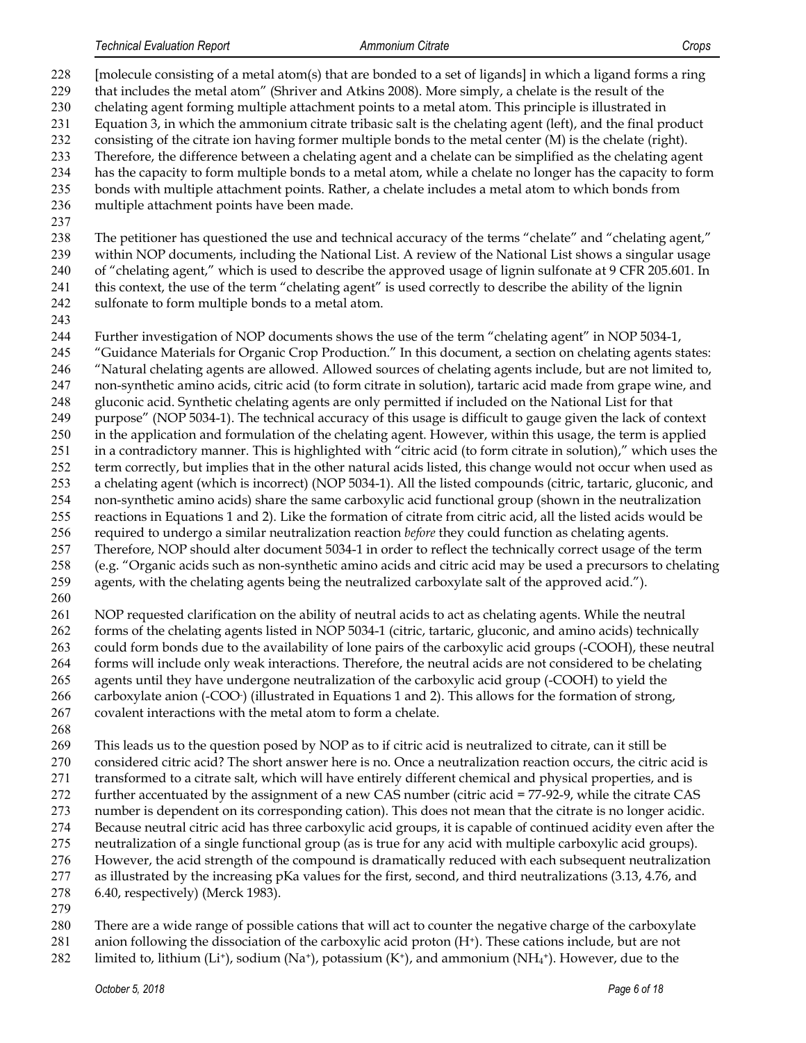[molecule consisting of a metal atom(s) that are bonded to a set of ligands] in which a ligand forms a ring that includes the metal atom" (Shriver and Atkins 2008). More simply, a chelate is the result of the chelating agent forming multiple attachment points to a metal atom. This principle is illustrated in Equation 3, in which the ammonium citrate tribasic salt is the chelating agent (left), and the final product consisting of the citrate ion having former multiple bonds to the metal center (M) is the chelate (right). Therefore, the difference between a chelating agent and a chelate can be simplified as the chelating agent has the capacity to form multiple bonds to a metal atom, while a chelate no longer has the capacity to form bonds with multiple attachment points. Rather, a chelate includes a metal atom to which bonds from multiple attachment points have been made.

The petitioner has questioned the use and technical accuracy of the terms "chelate" and "chelating agent," within NOP documents, including the National List. A review of the National List shows a singular usage of "chelating agent," which is used to describe the approved usage of lignin sulfonate at 9 CFR 205.601. In this context, the use of the term "chelating agent" is used correctly to describe the ability of the lignin sulfonate to form multiple bonds to a metal atom.

Further investigation of NOP documents shows the use of the term "chelating agent" in NOP 5034-1, "Guidance Materials for Organic Crop Production." In this document, a section on chelating agents states: "Natural chelating agents are allowed. Allowed sources of chelating agents include, but are not limited to, non-synthetic amino acids, citric acid (to form citrate in solution), tartaric acid made from grape wine, and gluconic acid. Synthetic chelating agents are only permitted if included on the National List for that purpose" (NOP 5034-1). The technical accuracy of this usage is difficult to gauge given the lack of context in the application and formulation of the chelating agent. However, within this usage, the term is applied in a contradictory manner. This is highlighted with "citric acid (to form citrate in solution)," which uses the term correctly, but implies that in the other natural acids listed, this change would not occur when used as a chelating agent (which is incorrect) (NOP 5034-1). All the listed compounds (citric, tartaric, gluconic, and non-synthetic amino acids) share the same carboxylic acid functional group (shown in the neutralization reactions in Equations 1 and 2). Like the formation of citrate from citric acid, all the listed acids would be required to undergo a similar neutralization reaction *before* they could function as chelating agents. Therefore, NOP should alter document 5034-1 in order to reflect the technically correct usage of the term (e.g. "Organic acids such as non-synthetic amino acids and citric acid may be used a precursors to chelating agents, with the chelating agents being the neutralized carboxylate salt of the approved acid.").

NOP requested clarification on the ability of neutral acids to act as chelating agents. While the neutral forms of the chelating agents listed in NOP 5034-1 (citric, tartaric, gluconic, and amino acids) technically could form bonds due to the availability of lone pairs of the carboxylic acid groups (-COOH), these neutral forms will include only weak interactions. Therefore, the neutral acids are not considered to be chelating agents until they have undergone neutralization of the carboxylic acid group (-COOH) to yield the carboxylate anion ($-COO^-$) (illustrated in Equations 1 and 2). This allows for the formation of strong, covalent interactions with the metal atom to form a chelate.

This leads us to the question posed by NOP as to if citric acid is neutralized to citrate, can it still be considered citric acid? The short answer here is no. Once a neutralization reaction occurs, the citric acid is transformed to a citrate salt, which will have entirely different chemical and physical properties, and is further accentuated by the assignment of a new CAS number (citric acid = 77-92-9, while the citrate CAS number is dependent on its corresponding cation). This does not mean that the citrate is no longer acidic. Because neutral citric acid has three carboxylic acid groups, it is capable of continued acidity even after the neutralization of a single functional group (as is true for any acid with multiple carboxylic acid groups). However, the acid strength of the compound is dramatically reduced with each subsequent neutralization as illustrated by the increasing pKa values for the first, second, and third neutralizations (3.13, 4.76, and 6.40, respectively) (Merck 1983).

There are a wide range of possible cations that will act to counter the negative charge of the carboxylate anion following the dissociation of the carboxylic acid proton ($H^+$). These cations include, but are not limited to, lithium ($Li^+$), sodium ($Na^+$), potassium ($K^+$), and ammonium ($NH_4^+$). However, due to the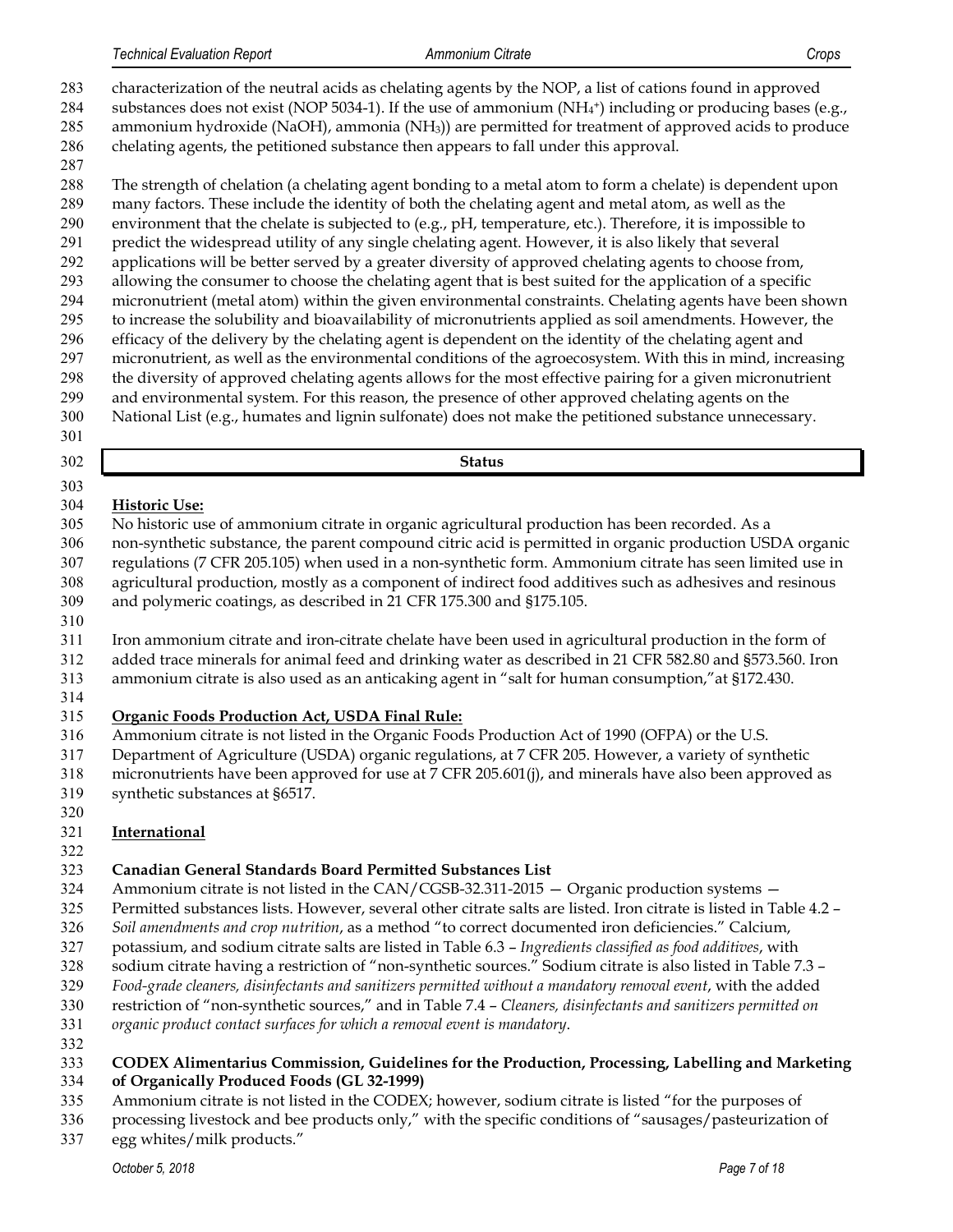characterization of the neutral acids as chelating agents by the NOP, a list of cations found in approved substances does not exist (NOP 5034-1). If the use of ammonium ($NH_4^+$) including or producing bases (e.g., ammonium hydroxide (NaOH), ammonia ($NH_3$)) are permitted for treatment of approved acids to produce chelating agents, the petitioned substance then appears to fall under this approval.

The strength of chelation (a chelating agent bonding to a metal atom to form a chelate) is dependent upon many factors. These include the identity of both the chelating agent and metal atom, as well as the environment that the chelate is subjected to (e.g., pH, temperature, etc.). Therefore, it is impossible to predict the widespread utility of any single chelating agent. However, it is also likely that several applications will be better served by a greater diversity of approved chelating agents to choose from, allowing the consumer to choose the chelating agent that is best suited for the application of a specific micronutrient (metal atom) within the given environmental constraints. Chelating agents have been shown to increase the solubility and bioavailability of micronutrients applied as soil amendments. However, the efficacy of the delivery by the chelating agent is dependent on the identity of the chelating agent and micronutrient, as well as the environmental conditions of the agroecosystem. With this in mind, increasing the diversity of approved chelating agents allows for the most effective pairing for a given micronutrient and environmental system. For this reason, the presence of other approved chelating agents on the National List (e.g., humates and lignin sulfonate) does not make the petitioned substance unnecessary.

## Status

### Historic Use:

No historic use of ammonium citrate in organic agricultural production has been recorded. As a non-synthetic substance, the parent compound citric acid is permitted in organic production USDA organic regulations (7 CFR 205.105) when used in a non-synthetic form. Ammonium citrate has seen limited use in agricultural production, mostly as a component of indirect food additives such as adhesives and resinous and polymeric coatings, as described in 21 CFR 175.300 and §175.105.

Iron ammonium citrate and iron-citrate chelate have been used in agricultural production in the form of added trace minerals for animal feed and drinking water as described in 21 CFR 582.80 and §573.560. Iron ammonium citrate is also used as an anticaking agent in "salt for human consumption,"at §172.430.

### Organic Foods Production Act, USDA Final Rule:

Ammonium citrate is not listed in the Organic Foods Production Act of 1990 (OFPA) or the U.S. Department of Agriculture (USDA) organic regulations, at 7 CFR 205. However, a variety of synthetic micronutrients have been approved for use at 7 CFR 205.601(j), and minerals have also been approved as synthetic substances at §6517.

### International

**Canadian General Standards Board Permitted Substances List**

Ammonium citrate is not listed in the CAN/CGSB-32.311-2015 — Organic production systems — Permitted substances lists. However, several other citrate salts are listed. Iron citrate is listed in Table 4.2 – *Soil amendments and crop nutrition*, as a method "to correct documented iron deficiencies." Calcium, potassium, and sodium citrate salts are listed in Table 6.3 – *Ingredients classified as food additives*, with sodium citrate having a restriction of "non-synthetic sources." Sodium citrate is also listed in Table 7.3 – *Food-grade cleaners, disinfectants and sanitizers permitted without a mandatory removal event*, with the added restriction of "non-synthetic sources," and in Table 7.4 – *Cleaners, disinfectants and sanitizers permitted on organic product contact surfaces for which a removal event is mandatory*.

**CODEX Alimentarius Commission, Guidelines for the Production, Processing, Labelling and Marketing of Organically Produced Foods (GL 32-1999)**

Ammonium citrate is not listed in the CODEX; however, sodium citrate is listed "for the purposes of processing livestock and bee products only," with the specific conditions of "sausages/pasteurization of egg whites/milk products."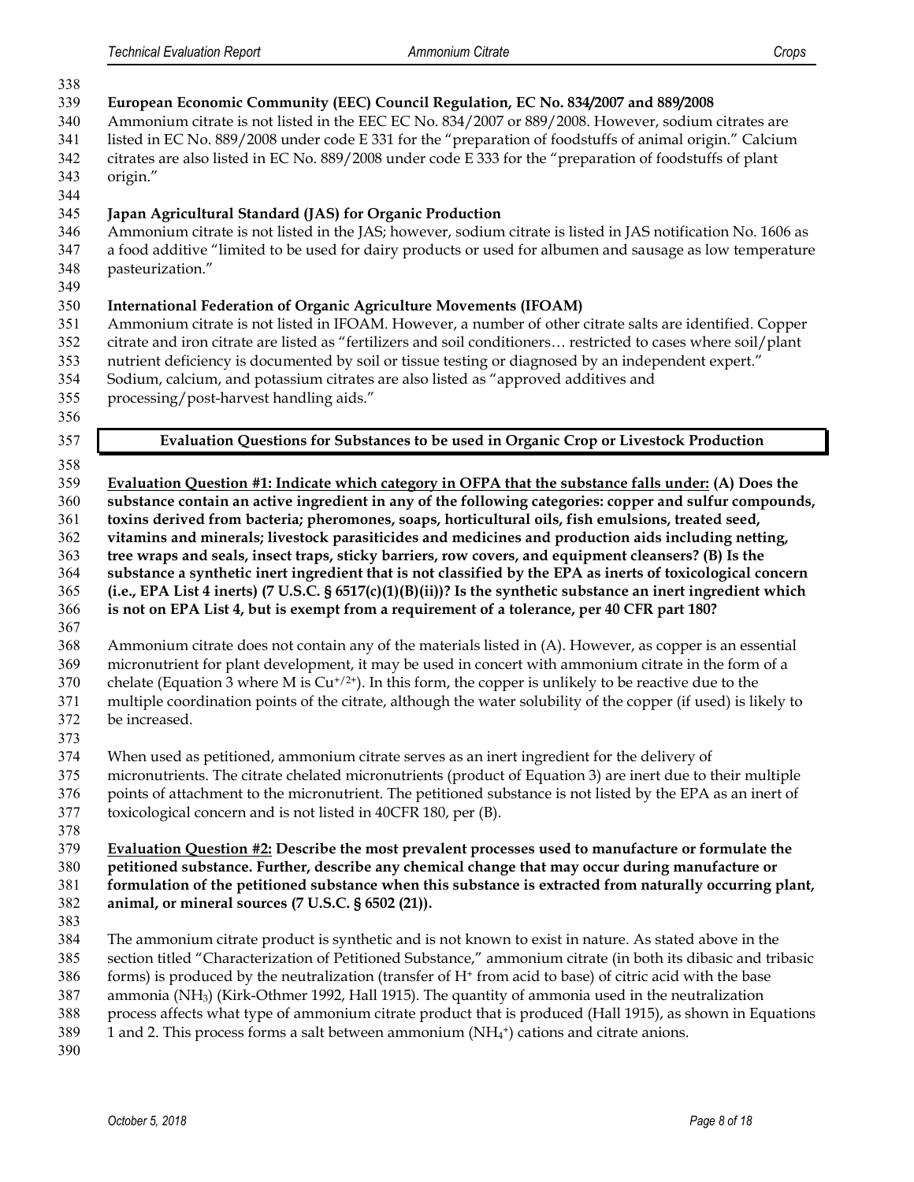**European Economic Community (EEC) Council Regulation, EC No. 834/2007 and 889/2008**

Ammonium citrate is not listed in the EEC EC No. 834/2007 or 889/2008. However, sodium citrates are listed in EC No. 889/2008 under code E 331 for the "preparation of foodstuffs of animal origin." Calcium citrates are also listed in EC No. 889/2008 under code E 333 for the "preparation of foodstuffs of plant origin."

**Japan Agricultural Standard (JAS) for Organic Production**

Ammonium citrate is not listed in the JAS; however, sodium citrate is listed in JAS notification No. 1606 as a food additive "limited to be used for dairy products or used for albumen and sausage as low temperature pasteurization."

**International Federation of Organic Agriculture Movements (IFOAM)**

Ammonium citrate is not listed in IFOAM. However, a number of other citrate salts are identified. Copper citrate and iron citrate are listed as "fertilizers and soil conditioners… restricted to cases where soil/plant nutrient deficiency is documented by soil or tissue testing or diagnosed by an independent expert." Sodium, calcium, and potassium citrates are also listed as "approved additives and processing/post-harvest handling aids."

## Evaluation Questions for Substances to be used in Organic Crop or Livestock Production

**Evaluation Question #1: Indicate which category in OFPA that the substance falls under: (A) Does the substance contain an active ingredient in any of the following categories: copper and sulfur compounds, toxins derived from bacteria; pheromones, soaps, horticultural oils, fish emulsions, treated seed, vitamins and minerals; livestock parasiticides and medicines and production aids including netting, tree wraps and seals, insect traps, sticky barriers, row covers, and equipment cleansers? (B) Is the substance a synthetic inert ingredient that is not classified by the EPA as inerts of toxicological concern (i.e., EPA List 4 inerts) (7 U.S.C. § 6517(c)(1)(B)(ii))? Is the synthetic substance an inert ingredient which is not on EPA List 4, but is exempt from a requirement of a tolerance, per 40 CFR part 180?**

Ammonium citrate does not contain any of the materials listed in (A). However, as copper is an essential micronutrient for plant development, it may be used in concert with ammonium citrate in the form of a chelate (Equation 3 where M is $Cu^{+/2+}$). In this form, the copper is unlikely to be reactive due to the multiple coordination points of the citrate, although the water solubility of the copper (if used) is likely to be increased.

When used as petitioned, ammonium citrate serves as an inert ingredient for the delivery of micronutrients. The citrate chelated micronutrients (product of Equation 3) are inert due to their multiple points of attachment to the micronutrient. The petitioned substance is not listed by the EPA as an inert of toxicological concern and is not listed in 40CFR 180, per (B).

**Evaluation Question #2: Describe the most prevalent processes used to manufacture or formulate the petitioned substance. Further, describe any chemical change that may occur during manufacture or formulation of the petitioned substance when this substance is extracted from naturally occurring plant, animal, or mineral sources (7 U.S.C. § 6502 (21)).**

The ammonium citrate product is synthetic and is not known to exist in nature. As stated above in the section titled "Characterization of Petitioned Substance," ammonium citrate (in both its dibasic and tribasic forms) is produced by the neutralization (transfer of $H^+$ from acid to base) of citric acid with the base ammonia ($NH_3$) (Kirk-Othmer 1992, Hall 1915). The quantity of ammonia used in the neutralization process affects what type of ammonium citrate product that is produced (Hall 1915), as shown in Equations 1 and 2. This process forms a salt between ammonium ($NH_4^+$) cations and citrate anions.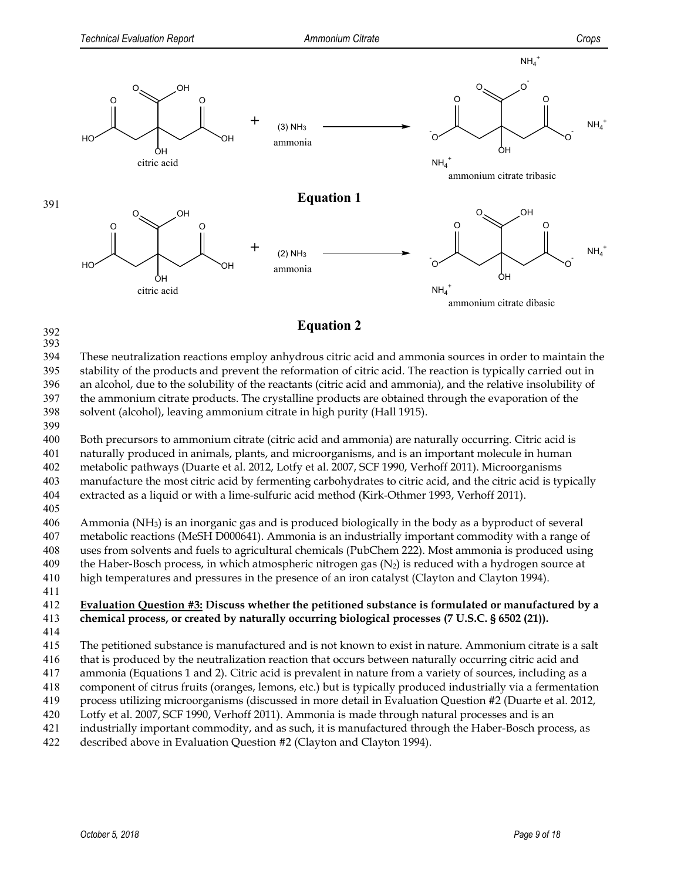citric acid + (3) $NH_3$ ammonia → ammonium citrate tribasic

**Equation 1**

citric acid + (2) $NH_3$ ammonia → ammonium citrate dibasic

**Equation 2**

These neutralization reactions employ anhydrous citric acid and ammonia sources in order to maintain the stability of the products and prevent the reformation of citric acid. The reaction is typically carried out in an alcohol, due to the solubility of the reactants (citric acid and ammonia), and the relative insolubility of the ammonium citrate products. The crystalline products are obtained through the evaporation of the solvent (alcohol), leaving ammonium citrate in high purity (Hall 1915).

Both precursors to ammonium citrate (citric acid and ammonia) are naturally occurring. Citric acid is naturally produced in animals, plants, and microorganisms, and is an important molecule in human metabolic pathways (Duarte et al. 2012, Lotfy et al. 2007, SCF 1990, Verhoff 2011). Microorganisms manufacture the most citric acid by fermenting carbohydrates to citric acid, and the citric acid is typically extracted as a liquid or with a lime-sulfuric acid method (Kirk-Othmer 1993, Verhoff 2011).

Ammonia ($NH_3$) is an inorganic gas and is produced biologically in the body as a byproduct of several metabolic reactions (MeSH D000641). Ammonia is an industrially important commodity with a range of uses from solvents and fuels to agricultural chemicals (PubChem 222). Most ammonia is produced using the Haber-Bosch process, in which atmospheric nitrogen gas ($N_2$) is reduced with a hydrogen source at high temperatures and pressures in the presence of an iron catalyst (Clayton and Clayton 1994).

**Evaluation Question #3: Discuss whether the petitioned substance is formulated or manufactured by a chemical process, or created by naturally occurring biological processes (7 U.S.C. § 6502 (21)).**

The petitioned substance is manufactured and is not known to exist in nature. Ammonium citrate is a salt that is produced by the neutralization reaction that occurs between naturally occurring citric acid and ammonia (Equations 1 and 2). Citric acid is prevalent in nature from a variety of sources, including as a component of citrus fruits (oranges, lemons, etc.) but is typically produced industrially via a fermentation process utilizing microorganisms (discussed in more detail in Evaluation Question #2 (Duarte et al. 2012, Lotfy et al. 2007, SCF 1990, Verhoff 2011). Ammonia is made through natural processes and is an industrially important commodity, and as such, it is manufactured through the Haber-Bosch process, as described above in Evaluation Question #2 (Clayton and Clayton 1994).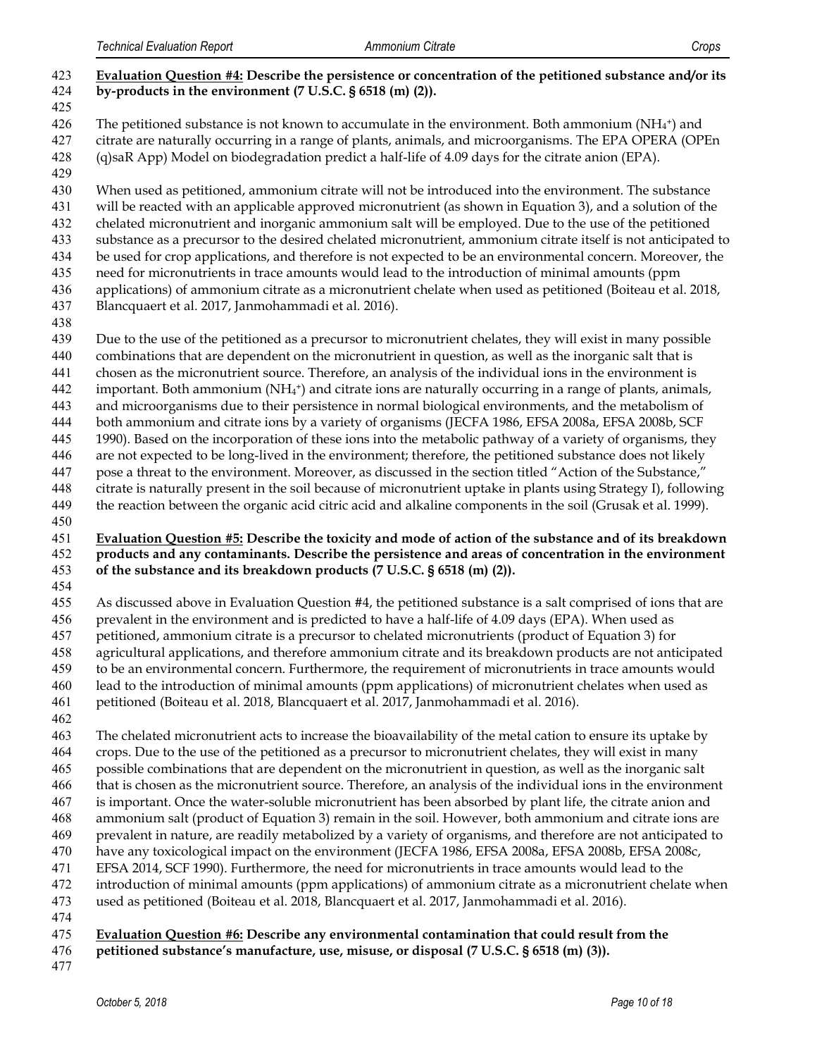**Evaluation Question #4: Describe the persistence or concentration of the petitioned substance and/or its by-products in the environment (7 U.S.C. § 6518 (m) (2)).**

The petitioned substance is not known to accumulate in the environment. Both ammonium ($NH_4^+$) and citrate are naturally occurring in a range of plants, animals, and microorganisms. The EPA OPERA (OPEn (q)saR App) Model on biodegradation predict a half-life of 4.09 days for the citrate anion (EPA).

When used as petitioned, ammonium citrate will not be introduced into the environment. The substance will be reacted with an applicable approved micronutrient (as shown in Equation 3), and a solution of the chelated micronutrient and inorganic ammonium salt will be employed. Due to the use of the petitioned substance as a precursor to the desired chelated micronutrient, ammonium citrate itself is not anticipated to be used for crop applications, and therefore is not expected to be an environmental concern. Moreover, the need for micronutrients in trace amounts would lead to the introduction of minimal amounts (ppm applications) of ammonium citrate as a micronutrient chelate when used as petitioned (Boiteau et al. 2018, Blancquaert et al. 2017, Janmohammadi et al. 2016).

Due to the use of the petitioned as a precursor to micronutrient chelates, they will exist in many possible combinations that are dependent on the micronutrient in question, as well as the inorganic salt that is chosen as the micronutrient source. Therefore, an analysis of the individual ions in the environment is important. Both ammonium ($NH_4^+$) and citrate ions are naturally occurring in a range of plants, animals, and microorganisms due to their persistence in normal biological environments, and the metabolism of both ammonium and citrate ions by a variety of organisms (JECFA 1986, EFSA 2008a, EFSA 2008b, SCF 1990). Based on the incorporation of these ions into the metabolic pathway of a variety of organisms, they are not expected to be long-lived in the environment; therefore, the petitioned substance does not likely pose a threat to the environment. Moreover, as discussed in the section titled "Action of the Substance," citrate is naturally present in the soil because of micronutrient uptake in plants using Strategy I), following the reaction between the organic acid citric acid and alkaline components in the soil (Grusak et al. 1999).

**Evaluation Question #5: Describe the toxicity and mode of action of the substance and of its breakdown products and any contaminants. Describe the persistence and areas of concentration in the environment of the substance and its breakdown products (7 U.S.C. § 6518 (m) (2)).**

As discussed above in Evaluation Question #4, the petitioned substance is a salt comprised of ions that are prevalent in the environment and is predicted to have a half-life of 4.09 days (EPA). When used as petitioned, ammonium citrate is a precursor to chelated micronutrients (product of Equation 3) for agricultural applications, and therefore ammonium citrate and its breakdown products are not anticipated to be an environmental concern. Furthermore, the requirement of micronutrients in trace amounts would lead to the introduction of minimal amounts (ppm applications) of micronutrient chelates when used as petitioned (Boiteau et al. 2018, Blancquaert et al. 2017, Janmohammadi et al. 2016).

The chelated micronutrient acts to increase the bioavailability of the metal cation to ensure its uptake by crops. Due to the use of the petitioned as a precursor to micronutrient chelates, they will exist in many possible combinations that are dependent on the micronutrient in question, as well as the inorganic salt that is chosen as the micronutrient source. Therefore, an analysis of the individual ions in the environment is important. Once the water-soluble micronutrient has been absorbed by plant life, the citrate anion and ammonium salt (product of Equation 3) remain in the soil. However, both ammonium and citrate ions are prevalent in nature, are readily metabolized by a variety of organisms, and therefore are not anticipated to have any toxicological impact on the environment (JECFA 1986, EFSA 2008a, EFSA 2008b, EFSA 2008c, EFSA 2014, SCF 1990). Furthermore, the need for micronutrients in trace amounts would lead to the introduction of minimal amounts (ppm applications) of ammonium citrate as a micronutrient chelate when used as petitioned (Boiteau et al. 2018, Blancquaert et al. 2017, Janmohammadi et al. 2016).

**Evaluation Question #6: Describe any environmental contamination that could result from the petitioned substance's manufacture, use, misuse, or disposal (7 U.S.C. § 6518 (m) (3)).**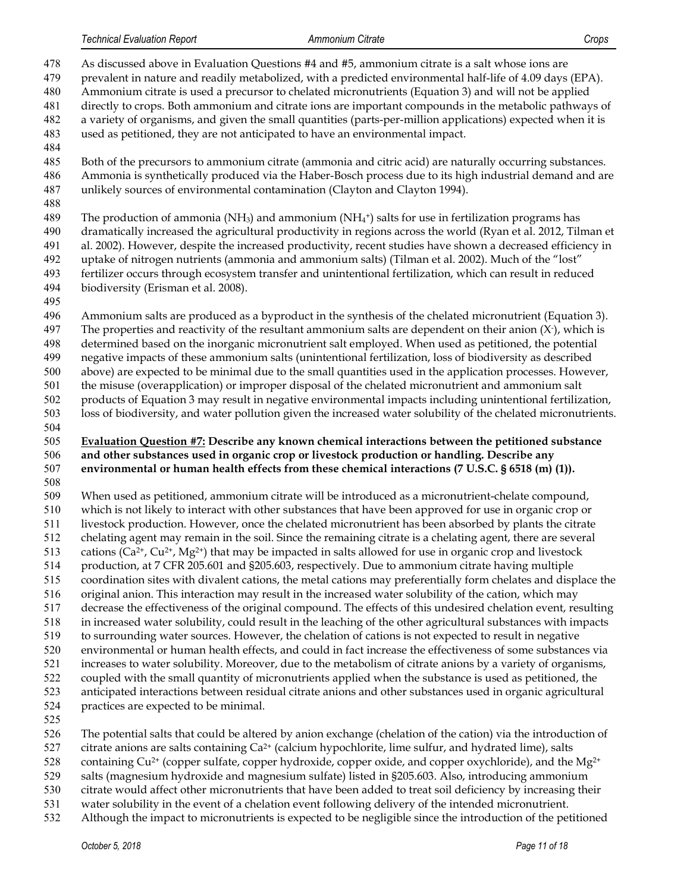As discussed above in Evaluation Questions #4 and #5, ammonium citrate is a salt whose ions are prevalent in nature and readily metabolized, with a predicted environmental half-life of 4.09 days (EPA). Ammonium citrate is used a precursor to chelated micronutrients (Equation 3) and will not be applied directly to crops. Both ammonium and citrate ions are important compounds in the metabolic pathways of a variety of organisms, and given the small quantities (parts-per-million applications) expected when it is used as petitioned, they are not anticipated to have an environmental impact.

Both of the precursors to ammonium citrate (ammonia and citric acid) are naturally occurring substances. Ammonia is synthetically produced via the Haber-Bosch process due to its high industrial demand and are unlikely sources of environmental contamination (Clayton and Clayton 1994).

The production of ammonia ($NH_3$) and ammonium ($NH_4^+$) salts for use in fertilization programs has dramatically increased the agricultural productivity in regions across the world (Ryan et al. 2012, Tilman et al. 2002). However, despite the increased productivity, recent studies have shown a decreased efficiency in uptake of nitrogen nutrients (ammonia and ammonium salts) (Tilman et al. 2002). Much of the "lost" fertilizer occurs through ecosystem transfer and unintentional fertilization, which can result in reduced biodiversity (Erisman et al. 2008).

Ammonium salts are produced as a byproduct in the synthesis of the chelated micronutrient (Equation 3). The properties and reactivity of the resultant ammonium salts are dependent on their anion ($X^-$), which is determined based on the inorganic micronutrient salt employed. When used as petitioned, the potential negative impacts of these ammonium salts (unintentional fertilization, loss of biodiversity as described above) are expected to be minimal due to the small quantities used in the application processes. However, the misuse (overapplication) or improper disposal of the chelated micronutrient and ammonium salt products of Equation 3 may result in negative environmental impacts including unintentional fertilization, loss of biodiversity, and water pollution given the increased water solubility of the chelated micronutrients.

**Evaluation Question #7: Describe any known chemical interactions between the petitioned substance and other substances used in organic crop or livestock production or handling. Describe any environmental or human health effects from these chemical interactions (7 U.S.C. § 6518 (m) (1)).**

When used as petitioned, ammonium citrate will be introduced as a micronutrient-chelate compound, which is not likely to interact with other substances that have been approved for use in organic crop or livestock production. However, once the chelated micronutrient has been absorbed by plants the citrate chelating agent may remain in the soil. Since the remaining citrate is a chelating agent, there are several cations ($Ca^{2+}$, $Cu^{2+}$, $Mg^{2+}$) that may be impacted in salts allowed for use in organic crop and livestock production, at 7 CFR 205.601 and §205.603, respectively. Due to ammonium citrate having multiple coordination sites with divalent cations, the metal cations may preferentially form chelates and displace the original anion. This interaction may result in the increased water solubility of the cation, which may decrease the effectiveness of the original compound. The effects of this undesired chelation event, resulting in increased water solubility, could result in the leaching of the other agricultural substances with impacts to surrounding water sources. However, the chelation of cations is not expected to result in negative environmental or human health effects, and could in fact increase the effectiveness of some substances via increases to water solubility. Moreover, due to the metabolism of citrate anions by a variety of organisms, coupled with the small quantity of micronutrients applied when the substance is used as petitioned, the anticipated interactions between residual citrate anions and other substances used in organic agricultural practices are expected to be minimal.

The potential salts that could be altered by anion exchange (chelation of the cation) via the introduction of citrate anions are salts containing $Ca^{2+}$ (calcium hypochlorite, lime sulfur, and hydrated lime), salts containing $Cu^{2+}$ (copper sulfate, copper hydroxide, copper oxide, and copper oxychloride), and the $Mg^{2+}$ salts (magnesium hydroxide and magnesium sulfate) listed in §205.603. Also, introducing ammonium citrate would affect other micronutrients that have been added to treat soil deficiency by increasing their water solubility in the event of a chelation event following delivery of the intended micronutrient. Although the impact to micronutrients is expected to be negligible since the introduction of the petitioned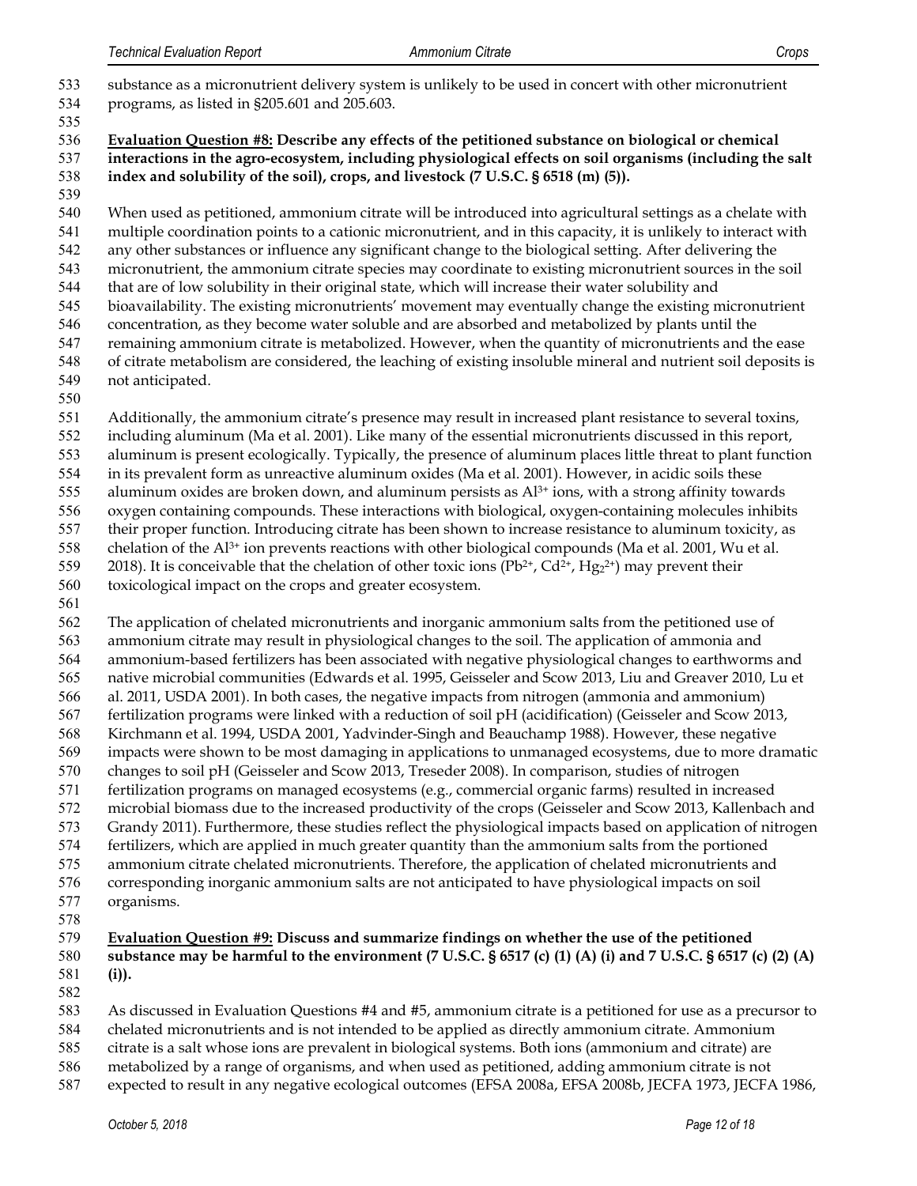substance as a micronutrient delivery system is unlikely to be used in concert with other micronutrient programs, as listed in §205.601 and 205.603.

**Evaluation Question #8: Describe any effects of the petitioned substance on biological or chemical interactions in the agro-ecosystem, including physiological effects on soil organisms (including the salt index and solubility of the soil), crops, and livestock (7 U.S.C. § 6518 (m) (5)).**

When used as petitioned, ammonium citrate will be introduced into agricultural settings as a chelate with multiple coordination points to a cationic micronutrient, and in this capacity, it is unlikely to interact with any other substances or influence any significant change to the biological setting. After delivering the micronutrient, the ammonium citrate species may coordinate to existing micronutrient sources in the soil that are of low solubility in their original state, which will increase their water solubility and bioavailability. The existing micronutrients' movement may eventually change the existing micronutrient concentration, as they become water soluble and are absorbed and metabolized by plants until the remaining ammonium citrate is metabolized. However, when the quantity of micronutrients and the ease of citrate metabolism are considered, the leaching of existing insoluble mineral and nutrient soil deposits is not anticipated.

Additionally, the ammonium citrate's presence may result in increased plant resistance to several toxins, including aluminum (Ma et al. 2001). Like many of the essential micronutrients discussed in this report, aluminum is present ecologically. Typically, the presence of aluminum places little threat to plant function in its prevalent form as unreactive aluminum oxides (Ma et al. 2001). However, in acidic soils these aluminum oxides are broken down, and aluminum persists as $Al^{3+}$ ions, with a strong affinity towards oxygen containing compounds. These interactions with biological, oxygen-containing molecules inhibits their proper function. Introducing citrate has been shown to increase resistance to aluminum toxicity, as chelation of the $Al^{3+}$ ion prevents reactions with other biological compounds (Ma et al. 2001, Wu et al. 2018). It is conceivable that the chelation of other toxic ions ($Pb^{2+}$, $Cd^{2+}$, $Hg_2^{2+}$) may prevent their toxicological impact on the crops and greater ecosystem.

The application of chelated micronutrients and inorganic ammonium salts from the petitioned use of ammonium citrate may result in physiological changes to the soil. The application of ammonia and ammonium-based fertilizers has been associated with negative physiological changes to earthworms and native microbial communities (Edwards et al. 1995, Geisseler and Scow 2013, Liu and Greaver 2010, Lu et al. 2011, USDA 2001). In both cases, the negative impacts from nitrogen (ammonia and ammonium) fertilization programs were linked with a reduction of soil pH (acidification) (Geisseler and Scow 2013, Kirchmann et al. 1994, USDA 2001, Yadvinder-Singh and Beauchamp 1988). However, these negative impacts were shown to be most damaging in applications to unmanaged ecosystems, due to more dramatic changes to soil pH (Geisseler and Scow 2013, Treseder 2008). In comparison, studies of nitrogen fertilization programs on managed ecosystems (e.g., commercial organic farms) resulted in increased microbial biomass due to the increased productivity of the crops (Geisseler and Scow 2013, Kallenbach and Grandy 2011). Furthermore, these studies reflect the physiological impacts based on application of nitrogen fertilizers, which are applied in much greater quantity than the ammonium salts from the portioned ammonium citrate chelated micronutrients. Therefore, the application of chelated micronutrients and corresponding inorganic ammonium salts are not anticipated to have physiological impacts on soil organisms.

**Evaluation Question #9: Discuss and summarize findings on whether the use of the petitioned substance may be harmful to the environment (7 U.S.C. § 6517 (c) (1) (A) (i) and 7 U.S.C. § 6517 (c) (2) (A) (i)).**

As discussed in Evaluation Questions #4 and #5, ammonium citrate is a petitioned for use as a precursor to chelated micronutrients and is not intended to be applied as directly ammonium citrate. Ammonium citrate is a salt whose ions are prevalent in biological systems. Both ions (ammonium and citrate) are metabolized by a range of organisms, and when used as petitioned, adding ammonium citrate is not expected to result in any negative ecological outcomes (EFSA 2008a, EFSA 2008b, JECFA 1973, JECFA 1986,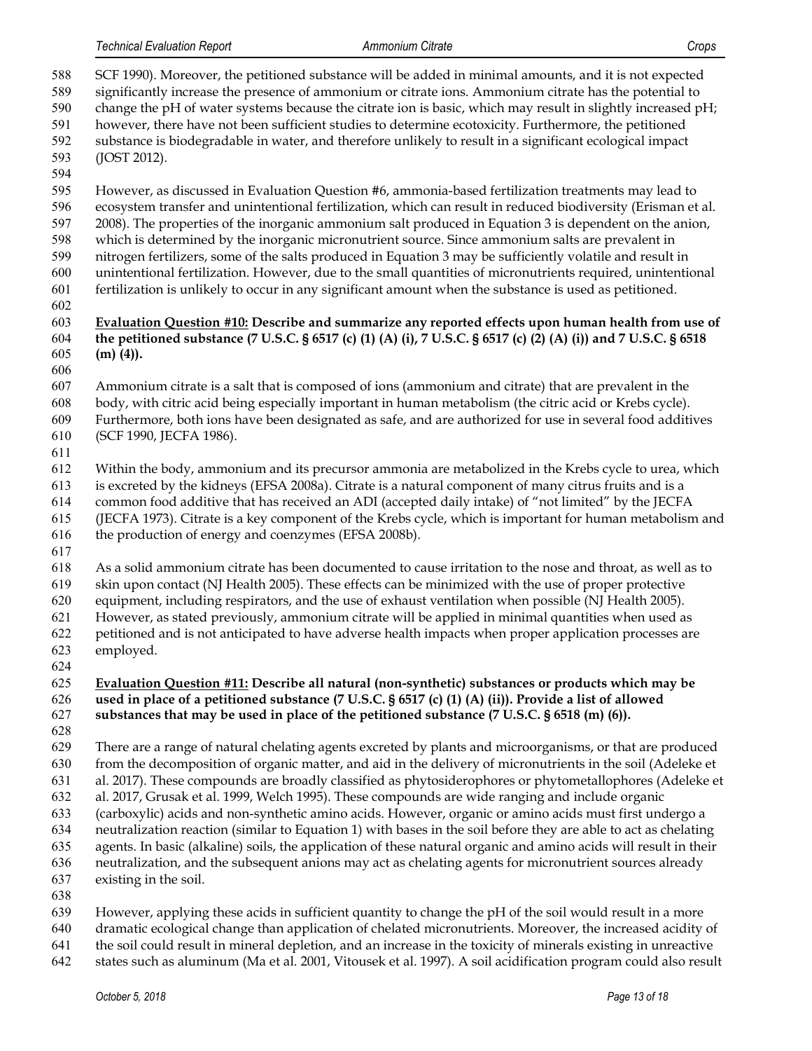SCF 1990). Moreover, the petitioned substance will be added in minimal amounts, and it is not expected significantly increase the presence of ammonium or citrate ions. Ammonium citrate has the potential to change the pH of water systems because the citrate ion is basic, which may result in slightly increased pH; however, there have not been sufficient studies to determine ecotoxicity. Furthermore, the petitioned substance is biodegradable in water, and therefore unlikely to result in a significant ecological impact (JOST 2012).

However, as discussed in Evaluation Question #6, ammonia-based fertilization treatments may lead to ecosystem transfer and unintentional fertilization, which can result in reduced biodiversity (Erisman et al. 2008). The properties of the inorganic ammonium salt produced in Equation 3 is dependent on the anion, which is determined by the inorganic micronutrient source. Since ammonium salts are prevalent in nitrogen fertilizers, some of the salts produced in Equation 3 may be sufficiently volatile and result in unintentional fertilization. However, due to the small quantities of micronutrients required, unintentional fertilization is unlikely to occur in any significant amount when the substance is used as petitioned.

**Evaluation Question #10: Describe and summarize any reported effects upon human health from use of the petitioned substance (7 U.S.C. § 6517 (c) (1) (A) (i), 7 U.S.C. § 6517 (c) (2) (A) (i)) and 7 U.S.C. § 6518 (m) (4)).**

Ammonium citrate is a salt that is composed of ions (ammonium and citrate) that are prevalent in the body, with citric acid being especially important in human metabolism (the citric acid or Krebs cycle). Furthermore, both ions have been designated as safe, and are authorized for use in several food additives (SCF 1990, JECFA 1986).

Within the body, ammonium and its precursor ammonia are metabolized in the Krebs cycle to urea, which is excreted by the kidneys (EFSA 2008a). Citrate is a natural component of many citrus fruits and is a common food additive that has received an ADI (accepted daily intake) of "not limited" by the JECFA (JECFA 1973). Citrate is a key component of the Krebs cycle, which is important for human metabolism and the production of energy and coenzymes (EFSA 2008b).

As a solid ammonium citrate has been documented to cause irritation to the nose and throat, as well as to skin upon contact (NJ Health 2005). These effects can be minimized with the use of proper protective equipment, including respirators, and the use of exhaust ventilation when possible (NJ Health 2005). However, as stated previously, ammonium citrate will be applied in minimal quantities when used as petitioned and is not anticipated to have adverse health impacts when proper application processes are employed.

**Evaluation Question #11: Describe all natural (non-synthetic) substances or products which may be used in place of a petitioned substance (7 U.S.C. § 6517 (c) (1) (A) (ii)). Provide a list of allowed substances that may be used in place of the petitioned substance (7 U.S.C. § 6518 (m) (6)).**

There are a range of natural chelating agents excreted by plants and microorganisms, or that are produced from the decomposition of organic matter, and aid in the delivery of micronutrients in the soil (Adeleke et al. 2017). These compounds are broadly classified as phytosiderophores or phytometallophores (Adeleke et al. 2017, Grusak et al. 1999, Welch 1995). These compounds are wide ranging and include organic (carboxylic) acids and non-synthetic amino acids. However, organic or amino acids must first undergo a neutralization reaction (similar to Equation 1) with bases in the soil before they are able to act as chelating agents. In basic (alkaline) soils, the application of these natural organic and amino acids will result in their neutralization, and the subsequent anions may act as chelating agents for micronutrient sources already existing in the soil.

However, applying these acids in sufficient quantity to change the pH of the soil would result in a more dramatic ecological change than application of chelated micronutrients. Moreover, the increased acidity of the soil could result in mineral depletion, and an increase in the toxicity of minerals existing in unreactive states such as aluminum (Ma et al. 2001, Vitousek et al. 1997). A soil acidification program could also result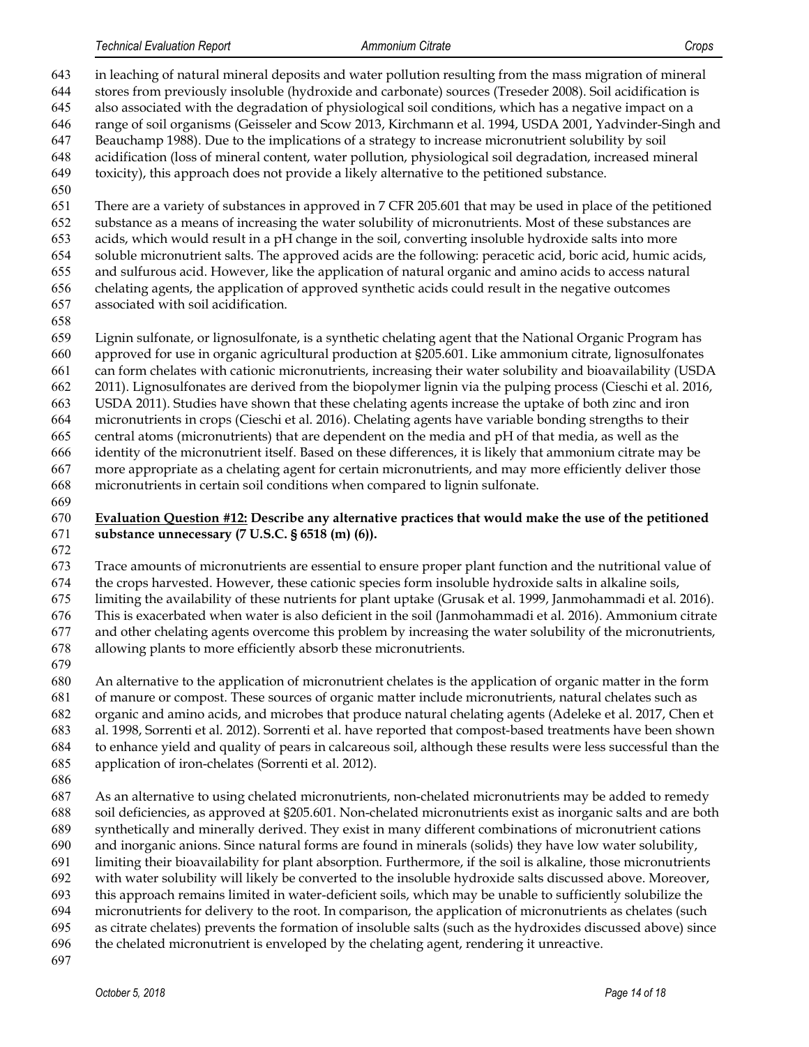in leaching of natural mineral deposits and water pollution resulting from the mass migration of mineral stores from previously insoluble (hydroxide and carbonate) sources (Treseder 2008). Soil acidification is also associated with the degradation of physiological soil conditions, which has a negative impact on a range of soil organisms (Geisseler and Scow 2013, Kirchmann et al. 1994, USDA 2001, Yadvinder-Singh and Beauchamp 1988). Due to the implications of a strategy to increase micronutrient solubility by soil acidification (loss of mineral content, water pollution, physiological soil degradation, increased mineral toxicity), this approach does not provide a likely alternative to the petitioned substance.

There are a variety of substances in approved in 7 CFR 205.601 that may be used in place of the petitioned substance as a means of increasing the water solubility of micronutrients. Most of these substances are acids, which would result in a pH change in the soil, converting insoluble hydroxide salts into more soluble micronutrient salts. The approved acids are the following: peracetic acid, boric acid, humic acids, and sulfurous acid. However, like the application of natural organic and amino acids to access natural chelating agents, the application of approved synthetic acids could result in the negative outcomes associated with soil acidification.

Lignin sulfonate, or lignosulfonate, is a synthetic chelating agent that the National Organic Program has approved for use in organic agricultural production at §205.601. Like ammonium citrate, lignosulfonates can form chelates with cationic micronutrients, increasing their water solubility and bioavailability (USDA 2011). Lignosulfonates are derived from the biopolymer lignin via the pulping process (Cieschi et al. 2016, USDA 2011). Studies have shown that these chelating agents increase the uptake of both zinc and iron micronutrients in crops (Cieschi et al. 2016). Chelating agents have variable bonding strengths to their central atoms (micronutrients) that are dependent on the media and pH of that media, as well as the identity of the micronutrient itself. Based on these differences, it is likely that ammonium citrate may be more appropriate as a chelating agent for certain micronutrients, and may more efficiently deliver those micronutrients in certain soil conditions when compared to lignin sulfonate.

**<u>Evaluation Question #12:</u> Describe any alternative practices that would make the use of the petitioned substance unnecessary (7 U.S.C. § 6518 (m) (6)).**

Trace amounts of micronutrients are essential to ensure proper plant function and the nutritional value of the crops harvested. However, these cationic species form insoluble hydroxide salts in alkaline soils, limiting the availability of these nutrients for plant uptake (Grusak et al. 1999, Janmohammadi et al. 2016). This is exacerbated when water is also deficient in the soil (Janmohammadi et al. 2016). Ammonium citrate and other chelating agents overcome this problem by increasing the water solubility of the micronutrients, allowing plants to more efficiently absorb these micronutrients.

An alternative to the application of micronutrient chelates is the application of organic matter in the form of manure or compost. These sources of organic matter include micronutrients, natural chelates such as organic and amino acids, and microbes that produce natural chelating agents (Adeleke et al. 2017, Chen et al. 1998, Sorrenti et al. 2012). Sorrenti et al. have reported that compost-based treatments have been shown to enhance yield and quality of pears in calcareous soil, although these results were less successful than the application of iron-chelates (Sorrenti et al. 2012).

As an alternative to using chelated micronutrients, non-chelated micronutrients may be added to remedy soil deficiencies, as approved at §205.601. Non-chelated micronutrients exist as inorganic salts and are both synthetically and minerally derived. They exist in many different combinations of micronutrient cations and inorganic anions. Since natural forms are found in minerals (solids) they have low water solubility, limiting their bioavailability for plant absorption. Furthermore, if the soil is alkaline, those micronutrients with water solubility will likely be converted to the insoluble hydroxide salts discussed above. Moreover, this approach remains limited in water-deficient soils, which may be unable to sufficiently solubilize the micronutrients for delivery to the root. In comparison, the application of micronutrients as chelates (such as citrate chelates) prevents the formation of insoluble salts (such as the hydroxides discussed above) since the chelated micronutrient is enveloped by the chelating agent, rendering it unreactive.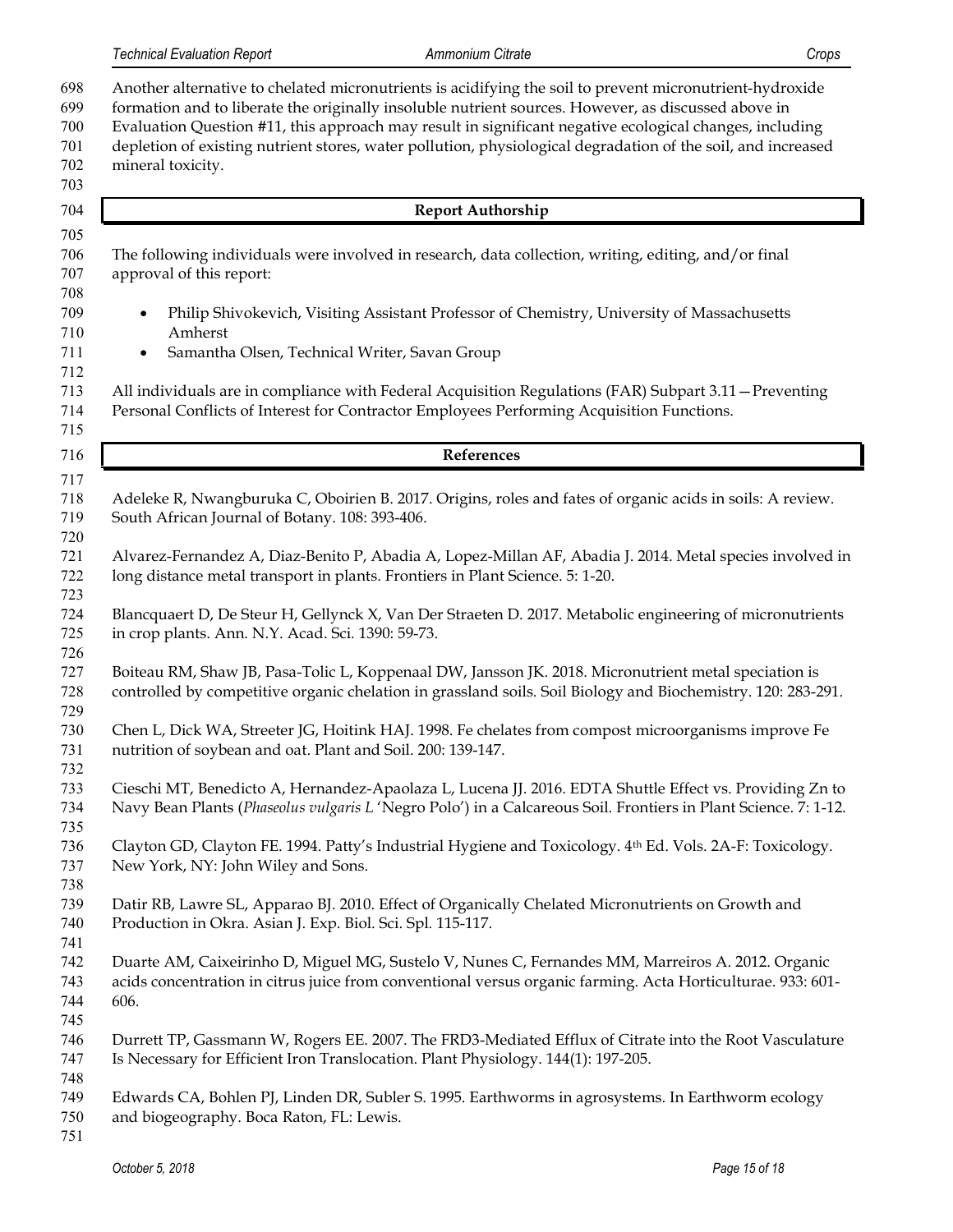Another alternative to chelated micronutrients is acidifying the soil to prevent micronutrient-hydroxide formation and to liberate the originally insoluble nutrient sources. However, as discussed above in Evaluation Question #11, this approach may result in significant negative ecological changes, including depletion of existing nutrient stores, water pollution, physiological degradation of the soil, and increased mineral toxicity.

## Report Authorship

The following individuals were involved in research, data collection, writing, editing, and/or final approval of this report:

- Philip Shivokevich, Visiting Assistant Professor of Chemistry, University of Massachusetts Amherst
- Samantha Olsen, Technical Writer, Savan Group

All individuals are in compliance with Federal Acquisition Regulations (FAR) Subpart 3.11—Preventing Personal Conflicts of Interest for Contractor Employees Performing Acquisition Functions.

## References

Adeleke R, Nwangburuka C, Oboirien B. 2017. Origins, roles and fates of organic acids in soils: A review. South African Journal of Botany. 108: 393-406.

Alvarez-Fernandez A, Diaz-Benito P, Abadia A, Lopez-Millan AF, Abadia J. 2014. Metal species involved in long distance metal transport in plants. Frontiers in Plant Science. 5: 1-20.

Blancquaert D, De Steur H, Gellynck X, Van Der Straeten D. 2017. Metabolic engineering of micronutrients in crop plants. Ann. N.Y. Acad. Sci. 1390: 59-73.

Boiteau RM, Shaw JB, Pasa-Tolic L, Koppenaal DW, Jansson JK. 2018. Micronutrient metal speciation is controlled by competitive organic chelation in grassland soils. Soil Biology and Biochemistry. 120: 283-291.

Chen L, Dick WA, Streeter JG, Hoitink HAJ. 1998. Fe chelates from compost microorganisms improve Fe nutrition of soybean and oat. Plant and Soil. 200: 139-147.

Cieschi MT, Benedicto A, Hernandez-Apaolaza L, Lucena JJ. 2016. EDTA Shuttle Effect vs. Providing Zn to Navy Bean Plants (*Phaseolus vulgaris L* 'Negro Polo') in a Calcareous Soil. Frontiers in Plant Science. 7: 1-12.

Clayton GD, Clayton FE. 1994. Patty's Industrial Hygiene and Toxicology. 4th Ed. Vols. 2A-F: Toxicology. New York, NY: John Wiley and Sons.

Datir RB, Lawre SL, Apparao BJ. 2010. Effect of Organically Chelated Micronutrients on Growth and Production in Okra. Asian J. Exp. Biol. Sci. Spl. 115-117.

Duarte AM, Caixeirinho D, Miguel MG, Sustelo V, Nunes C, Fernandes MM, Marreiros A. 2012. Organic acids concentration in citrus juice from conventional versus organic farming. Acta Horticulturae. 933: 601-606.

Durrett TP, Gassmann W, Rogers EE. 2007. The FRD3-Mediated Efflux of Citrate into the Root Vasculature Is Necessary for Efficient Iron Translocation. Plant Physiology. 144(1): 197-205.

Edwards CA, Bohlen PJ, Linden DR, Subler S. 1995. Earthworms in agrosystems. In Earthworm ecology and biogeography. Boca Raton, FL: Lewis.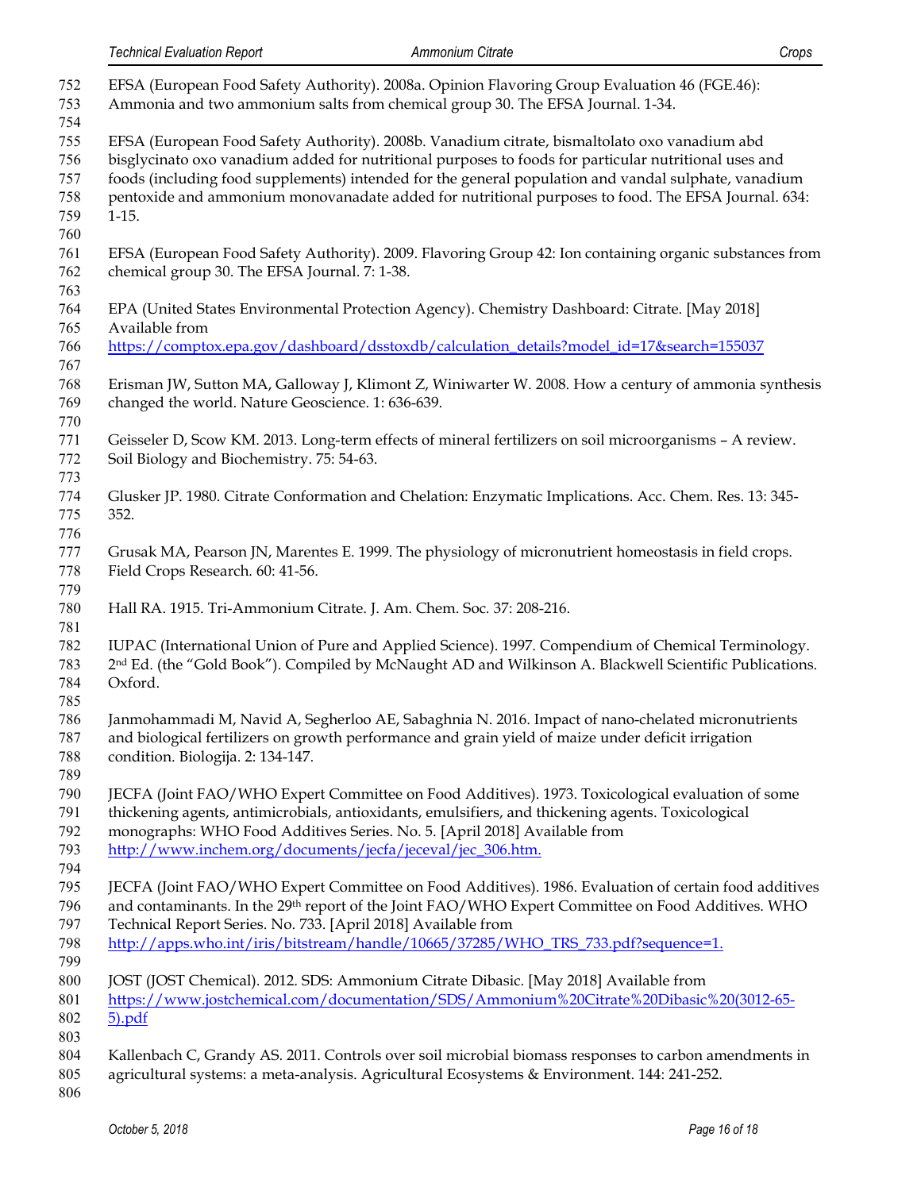EFSA (European Food Safety Authority). 2008a. Opinion Flavoring Group Evaluation 46 (FGE.46): Ammonia and two ammonium salts from chemical group 30. The EFSA Journal. 1-34.

EFSA (European Food Safety Authority). 2008b. Vanadium citrate, bismaltolato oxo vanadium abd bisglycinato oxo vanadium added for nutritional purposes to foods for particular nutritional uses and foods (including food supplements) intended for the general population and vandal sulphate, vanadium pentoxide and ammonium monovanadate added for nutritional purposes to food. The EFSA Journal. 634: 1-15.

EFSA (European Food Safety Authority). 2009. Flavoring Group 42: Ion containing organic substances from chemical group 30. The EFSA Journal. 7: 1-38.

EPA (United States Environmental Protection Agency). Chemistry Dashboard: Citrate. [May 2018] Available from https://comptox.epa.gov/dashboard/dsstoxdb/calculation_details?model_id=17&search=155037

Erisman JW, Sutton MA, Galloway J, Klimont Z, Winiwarter W. 2008. How a century of ammonia synthesis changed the world. Nature Geoscience. 1: 636-639.

Geisseler D, Scow KM. 2013. Long-term effects of mineral fertilizers on soil microorganisms – A review. Soil Biology and Biochemistry. 75: 54-63.

Glusker JP. 1980. Citrate Conformation and Chelation: Enzymatic Implications. Acc. Chem. Res. 13: 345-352.

Grusak MA, Pearson JN, Marentes E. 1999. The physiology of micronutrient homeostasis in field crops. Field Crops Research. 60: 41-56.

Hall RA. 1915. Tri-Ammonium Citrate. J. Am. Chem. Soc. 37: 208-216.

IUPAC (International Union of Pure and Applied Science). 1997. Compendium of Chemical Terminology. 2nd Ed. (the "Gold Book"). Compiled by McNaught AD and Wilkinson A. Blackwell Scientific Publications. Oxford.

Janmohammadi M, Navid A, Segherloo AE, Sabaghnia N. 2016. Impact of nano-chelated micronutrients and biological fertilizers on growth performance and grain yield of maize under deficit irrigation condition. Biologija. 2: 134-147.

JECFA (Joint FAO/WHO Expert Committee on Food Additives). 1973. Toxicological evaluation of some thickening agents, antimicrobials, antioxidants, emulsifiers, and thickening agents. Toxicological monographs: WHO Food Additives Series. No. 5. [April 2018] Available from http://www.inchem.org/documents/jecfa/jeceval/jec_306.htm.

JECFA (Joint FAO/WHO Expert Committee on Food Additives). 1986. Evaluation of certain food additives and contaminants. In the 29th report of the Joint FAO/WHO Expert Committee on Food Additives. WHO Technical Report Series. No. 733. [April 2018] Available from http://apps.who.int/iris/bitstream/handle/10665/37285/WHO_TRS_733.pdf?sequence=1.

JOST (JOST Chemical). 2012. SDS: Ammonium Citrate Dibasic. [May 2018] Available from https://www.jostchemical.com/documentation/SDS/Ammonium%20Citrate%20Dibasic%20(3012-65-5).pdf

Kallenbach C, Grandy AS. 2011. Controls over soil microbial biomass responses to carbon amendments in agricultural systems: a meta-analysis. Agricultural Ecosystems & Environment. 144: 241-252.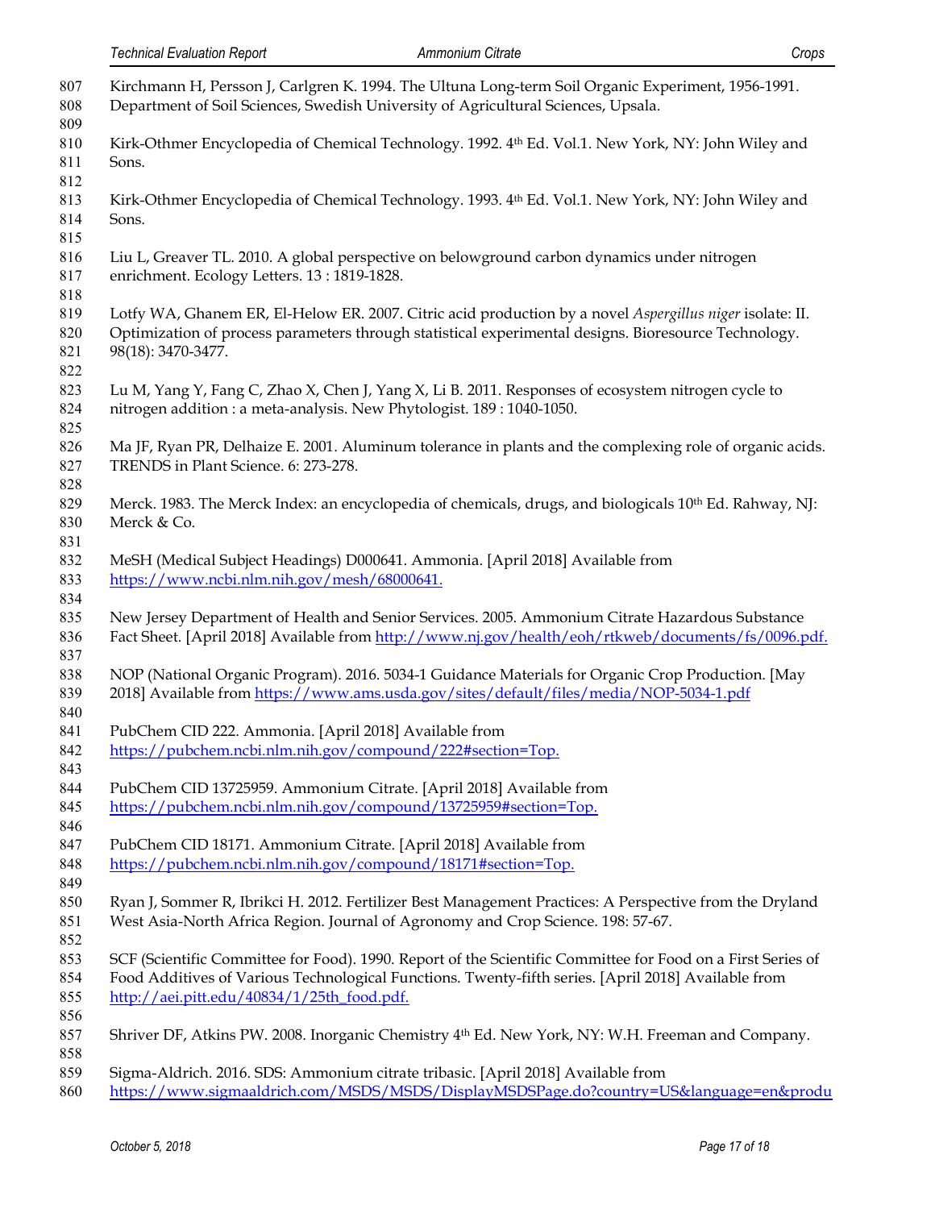Kirchmann H, Persson J, Carlgren K. 1994. The Ultuna Long-term Soil Organic Experiment, 1956-1991. Department of Soil Sciences, Swedish University of Agricultural Sciences, Upsala.

Kirk-Othmer Encyclopedia of Chemical Technology. 1992. 4th Ed. Vol.1. New York, NY: John Wiley and Sons.

Kirk-Othmer Encyclopedia of Chemical Technology. 1993. 4th Ed. Vol.1. New York, NY: John Wiley and Sons.

Liu L, Greaver TL. 2010. A global perspective on belowground carbon dynamics under nitrogen enrichment. Ecology Letters. 13 : 1819-1828.

Lotfy WA, Ghanem ER, El-Helow ER. 2007. Citric acid production by a novel *Aspergillus niger* isolate: II. Optimization of process parameters through statistical experimental designs. Bioresource Technology. 98(18): 3470-3477.

Lu M, Yang Y, Fang C, Zhao X, Chen J, Yang X, Li B. 2011. Responses of ecosystem nitrogen cycle to nitrogen addition : a meta-analysis. New Phytologist. 189 : 1040-1050.

Ma JF, Ryan PR, Delhaize E. 2001. Aluminum tolerance in plants and the complexing role of organic acids. TRENDS in Plant Science. 6: 273-278.

Merck. 1983. The Merck Index: an encyclopedia of chemicals, drugs, and biologicals 10th Ed. Rahway, NJ: Merck & Co.

MeSH (Medical Subject Headings) D000641. Ammonia. [April 2018] Available from https://www.ncbi.nlm.nih.gov/mesh/68000641.

New Jersey Department of Health and Senior Services. 2005. Ammonium Citrate Hazardous Substance Fact Sheet. [April 2018] Available from http://www.nj.gov/health/eoh/rtkweb/documents/fs/0096.pdf.

NOP (National Organic Program). 2016. 5034-1 Guidance Materials for Organic Crop Production. [May 2018] Available from https://www.ams.usda.gov/sites/default/files/media/NOP-5034-1.pdf

PubChem CID 222. Ammonia. [April 2018] Available from https://pubchem.ncbi.nlm.nih.gov/compound/222#section=Top.

PubChem CID 13725959. Ammonium Citrate. [April 2018] Available from https://pubchem.ncbi.nlm.nih.gov/compound/13725959#section=Top.

PubChem CID 18171. Ammonium Citrate. [April 2018] Available from https://pubchem.ncbi.nlm.nih.gov/compound/18171#section=Top.

Ryan J, Sommer R, Ibrikci H. 2012. Fertilizer Best Management Practices: A Perspective from the Dryland West Asia-North Africa Region. Journal of Agronomy and Crop Science. 198: 57-67.

SCF (Scientific Committee for Food). 1990. Report of the Scientific Committee for Food on a First Series of Food Additives of Various Technological Functions. Twenty-fifth series. [April 2018] Available from http://aei.pitt.edu/40834/1/25th_food.pdf.

Shriver DF, Atkins PW. 2008. Inorganic Chemistry 4th Ed. New York, NY: W.H. Freeman and Company.

Sigma-Aldrich. 2016. SDS: Ammonium citrate tribasic. [April 2018] Available from https://www.sigmaaldrich.com/MSDS/MSDS/DisplayMSDSPage.do?country=US&language=en&produ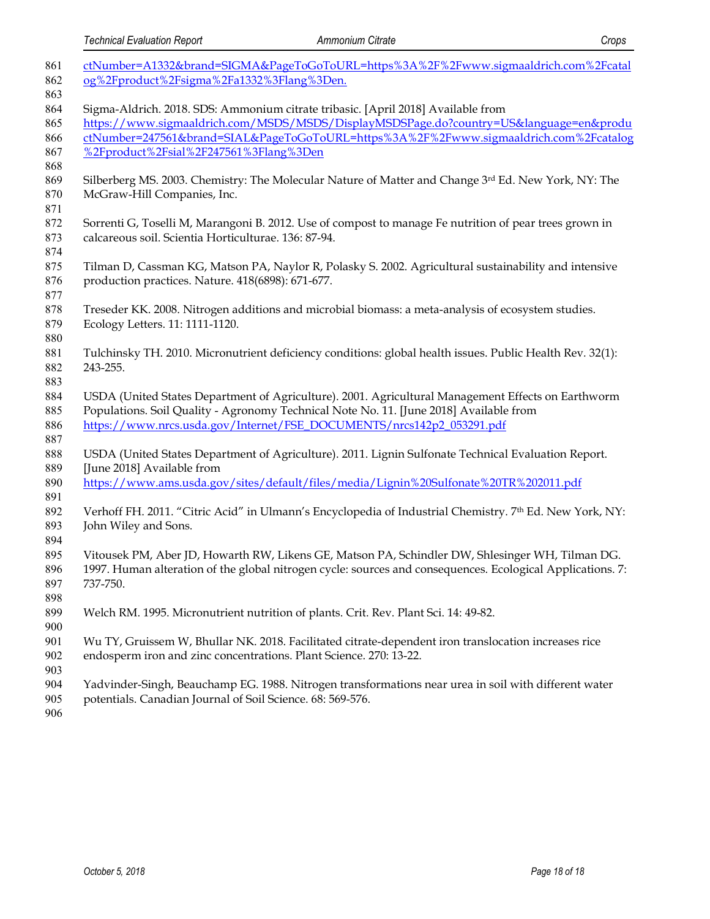ctNumber=A1332&brand=SIGMA&PageToGoToURL=https%3A%2F%2Fwww.sigmaaldrich.com%2Fcatalog%2Fproduct%2Fsigma%2Fa1332%3Flang%3Den.

Sigma-Aldrich. 2018. SDS: Ammonium citrate tribasic. [April 2018] Available from https://www.sigmaaldrich.com/MSDS/MSDS/DisplayMSDSPage.do?country=US&language=en&productNumber=247561&brand=SIAL&PageToGoToURL=https%3A%2F%2Fwww.sigmaaldrich.com%2Fcatalog%2Fproduct%2Fsial%2F247561%3Flang%3Den

Silberberg MS. 2003. Chemistry: The Molecular Nature of Matter and Change 3rd Ed. New York, NY: The McGraw-Hill Companies, Inc.

Sorrenti G, Toselli M, Marangoni B. 2012. Use of compost to manage Fe nutrition of pear trees grown in calcareous soil. Scientia Horticulturae. 136: 87-94.

Tilman D, Cassman KG, Matson PA, Naylor R, Polasky S. 2002. Agricultural sustainability and intensive production practices. Nature. 418(6898): 671-677.

Treseder KK. 2008. Nitrogen additions and microbial biomass: a meta-analysis of ecosystem studies. Ecology Letters. 11: 1111-1120.

Tulchinsky TH. 2010. Micronutrient deficiency conditions: global health issues. Public Health Rev. 32(1): 243-255.

USDA (United States Department of Agriculture). 2001. Agricultural Management Effects on Earthworm Populations. Soil Quality - Agronomy Technical Note No. 11. [June 2018] Available from https://www.nrcs.usda.gov/Internet/FSE_DOCUMENTS/nrcs142p2_053291.pdf

USDA (United States Department of Agriculture). 2011. Lignin Sulfonate Technical Evaluation Report. [June 2018] Available from https://www.ams.usda.gov/sites/default/files/media/Lignin%20Sulfonate%20TR%202011.pdf

Verhoff FH. 2011. "Citric Acid" in Ulmann's Encyclopedia of Industrial Chemistry. 7th Ed. New York, NY: John Wiley and Sons.

Vitousek PM, Aber JD, Howarth RW, Likens GE, Matson PA, Schindler DW, Shlesinger WH, Tilman DG. 1997. Human alteration of the global nitrogen cycle: sources and consequences. Ecological Applications. 7: 737-750.

Welch RM. 1995. Micronutrient nutrition of plants. Crit. Rev. Plant Sci. 14: 49-82.

Wu TY, Gruissem W, Bhullar NK. 2018. Facilitated citrate-dependent iron translocation increases rice endosperm iron and zinc concentrations. Plant Science. 270: 13-22.

Yadvinder-Singh, Beauchamp EG. 1988. Nitrogen transformations near urea in soil with different water potentials. Canadian Journal of Soil Science. 68: 569-576.